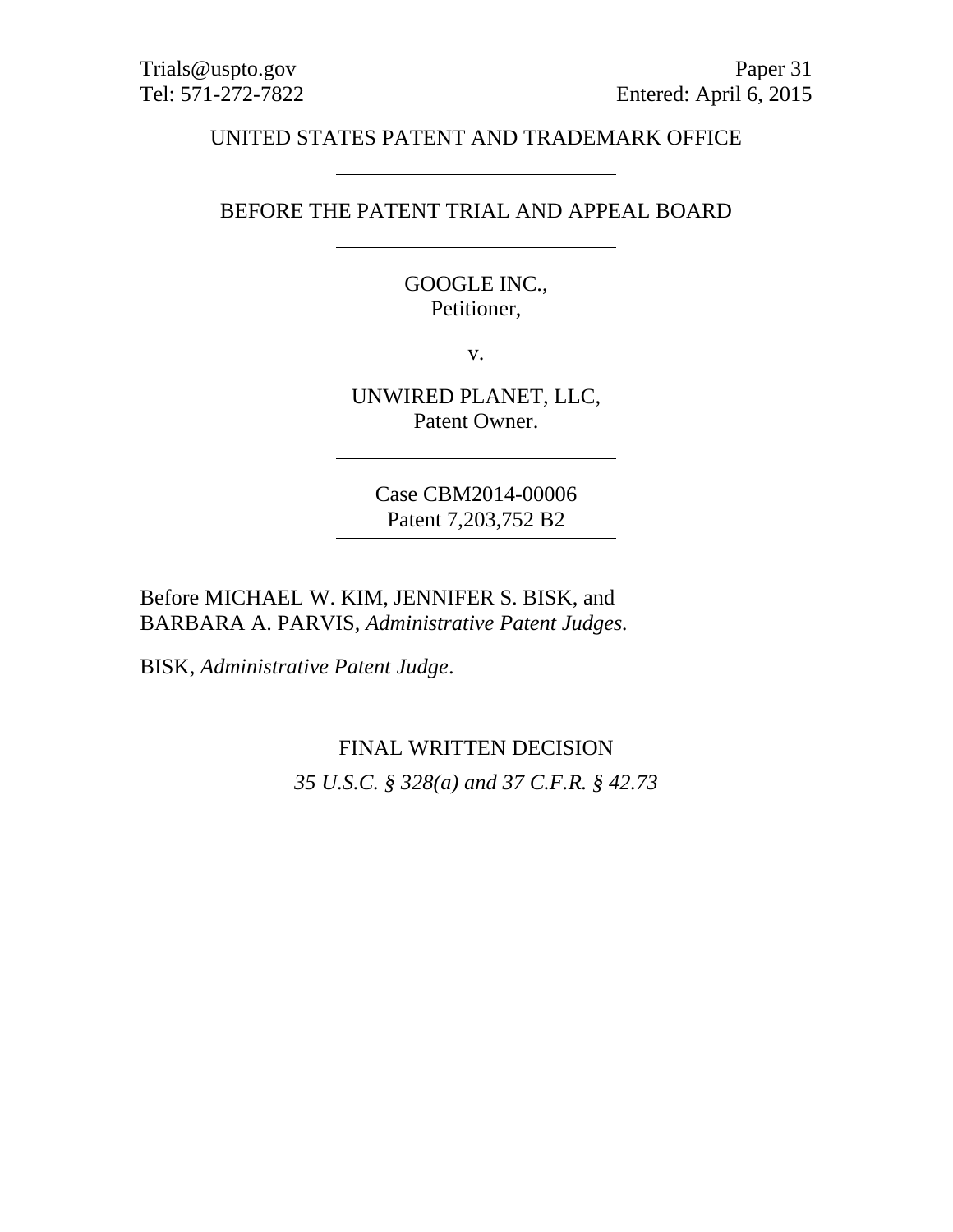Trials@uspto.gov
Tel: 571-272-7822

Paper 31
Entered: April 6, 2015

UNITED STATES PATENT AND TRADEMARK OFFICE

---

BEFORE THE PATENT TRIAL AND APPEAL BOARD

---

GOOGLE INC.,
Petitioner,

v.

UNWIRED PLANET, LLC,
Patent Owner.

---

Case CBM2014-00006
Patent 7,203,752 B2

---

Before MICHAEL W. KIM, JENNIFER S. BISK, and BARBARA A. PARVIS, *Administrative Patent Judges.*

BISK, *Administrative Patent Judge*.

FINAL WRITTEN DECISION
*35 U.S.C. § 328(a) and 37 C.F.R. § 42.73*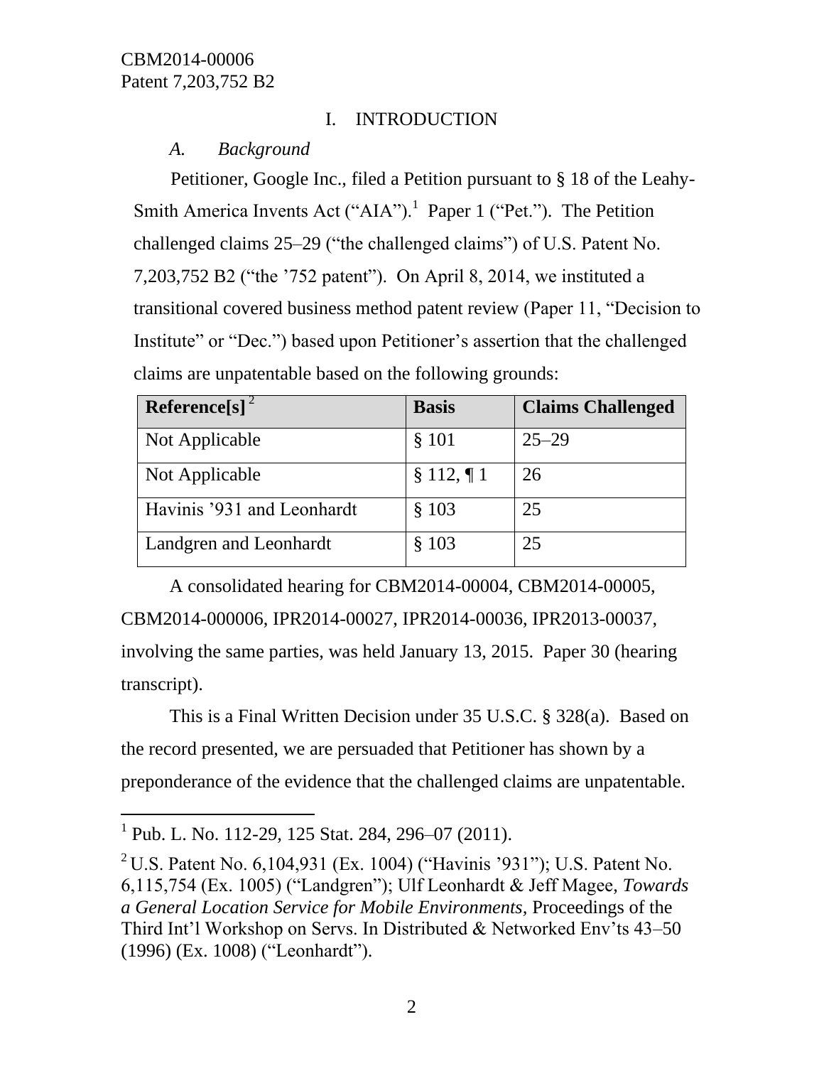# I. INTRODUCTION

## *A. Background*

Petitioner, Google Inc., filed a Petition pursuant to § 18 of the Leahy-Smith America Invents Act ("AIA").[1] Paper 1 ("Pet."). The Petition challenged claims 25–29 ("the challenged claims") of U.S. Patent No. 7,203,752 B2 ("the '752 patent"). On April 8, 2014, we instituted a transitional covered business method patent review (Paper 11, "Decision to Institute" or "Dec.") based upon Petitioner's assertion that the challenged claims are unpatentable based on the following grounds:

| Reference[s][2] | Basis | Claims Challenged |
|---|---|---|
| Not Applicable | § 101 | 25–29 |
| Not Applicable | § 112, ¶ 1 | 26 |
| Havinis '931 and Leonhardt | § 103 | 25 |
| Landgren and Leonhardt | § 103 | 25 |

A consolidated hearing for CBM2014-00004, CBM2014-00005, CBM2014-000006, IPR2014-00027, IPR2014-00036, IPR2013-00037, involving the same parties, was held January 13, 2015. Paper 30 (hearing transcript).

This is a Final Written Decision under 35 U.S.C. § 328(a). Based on the record presented, we are persuaded that Petitioner has shown by a preponderance of the evidence that the challenged claims are unpatentable.

---

[1] Pub. L. No. 112-29, 125 Stat. 284, 296–07 (2011).

[2] U.S. Patent No. 6,104,931 (Ex. 1004) ("Havinis '931"); U.S. Patent No. 6,115,754 (Ex. 1005) ("Landgren"); Ulf Leonhardt & Jeff Magee, *Towards a General Location Service for Mobile Environments*, Proceedings of the Third Int'l Workshop on Servs. In Distributed & Networked Env'ts 43–50 (1996) (Ex. 1008) ("Leonhardt").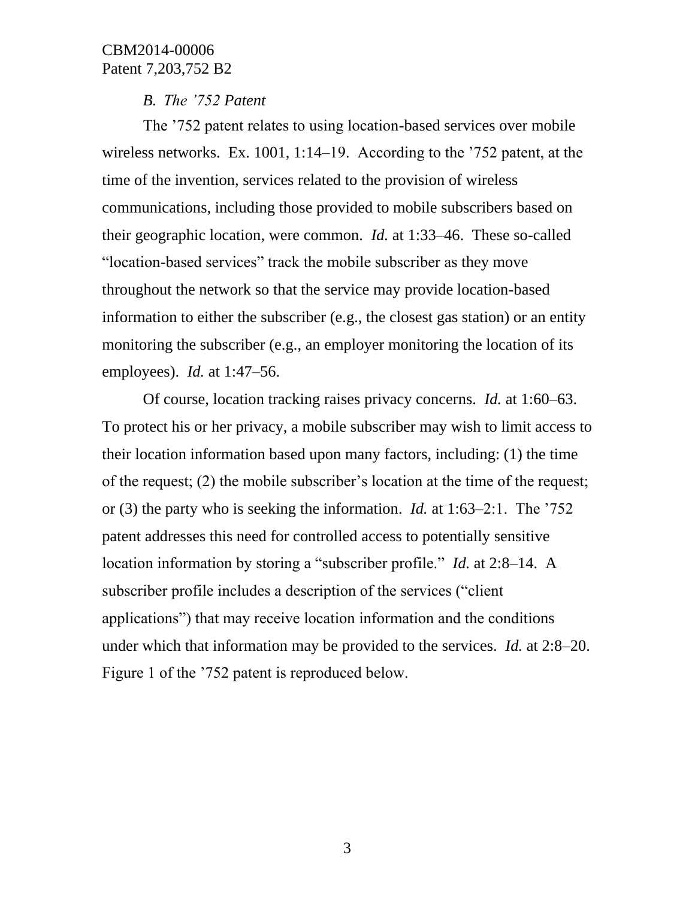### *B. The ’752 Patent*

The ’752 patent relates to using location-based services over mobile wireless networks. Ex. 1001, 1:14–19. According to the ’752 patent, at the time of the invention, services related to the provision of wireless communications, including those provided to mobile subscribers based on their geographic location, were common. *Id.* at 1:33–46. These so-called “location-based services” track the mobile subscriber as they move throughout the network so that the service may provide location-based information to either the subscriber (e.g., the closest gas station) or an entity monitoring the subscriber (e.g., an employer monitoring the location of its employees). *Id.* at 1:47–56.

Of course, location tracking raises privacy concerns. *Id.* at 1:60–63. To protect his or her privacy, a mobile subscriber may wish to limit access to their location information based upon many factors, including: (1) the time of the request; (2) the mobile subscriber’s location at the time of the request; or (3) the party who is seeking the information. *Id.* at 1:63–2:1. The ’752 patent addresses this need for controlled access to potentially sensitive location information by storing a “subscriber profile.” *Id.* at 2:8–14. A subscriber profile includes a description of the services (“client applications”) that may receive location information and the conditions under which that information may be provided to the services. *Id.* at 2:8–20. Figure 1 of the ’752 patent is reproduced below.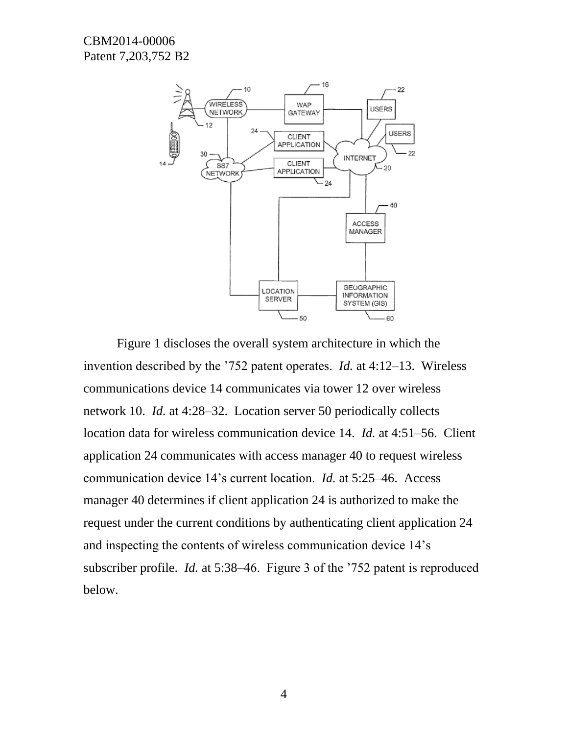Figure 1 discloses the overall system architecture in which the invention described by the '752 patent operates. *Id.* at 4:12–13. Wireless communications device 14 communicates via tower 12 over wireless network 10. *Id.* at 4:28–32. Location server 50 periodically collects location data for wireless communication device 14. *Id.* at 4:51–56. Client application 24 communicates with access manager 40 to request wireless communication device 14's current location. *Id.* at 5:25–46. Access manager 40 determines if client application 24 is authorized to make the request under the current conditions by authenticating client application 24 and inspecting the contents of wireless communication device 14's subscriber profile. *Id.* at 5:38–46. Figure 3 of the '752 patent is reproduced below.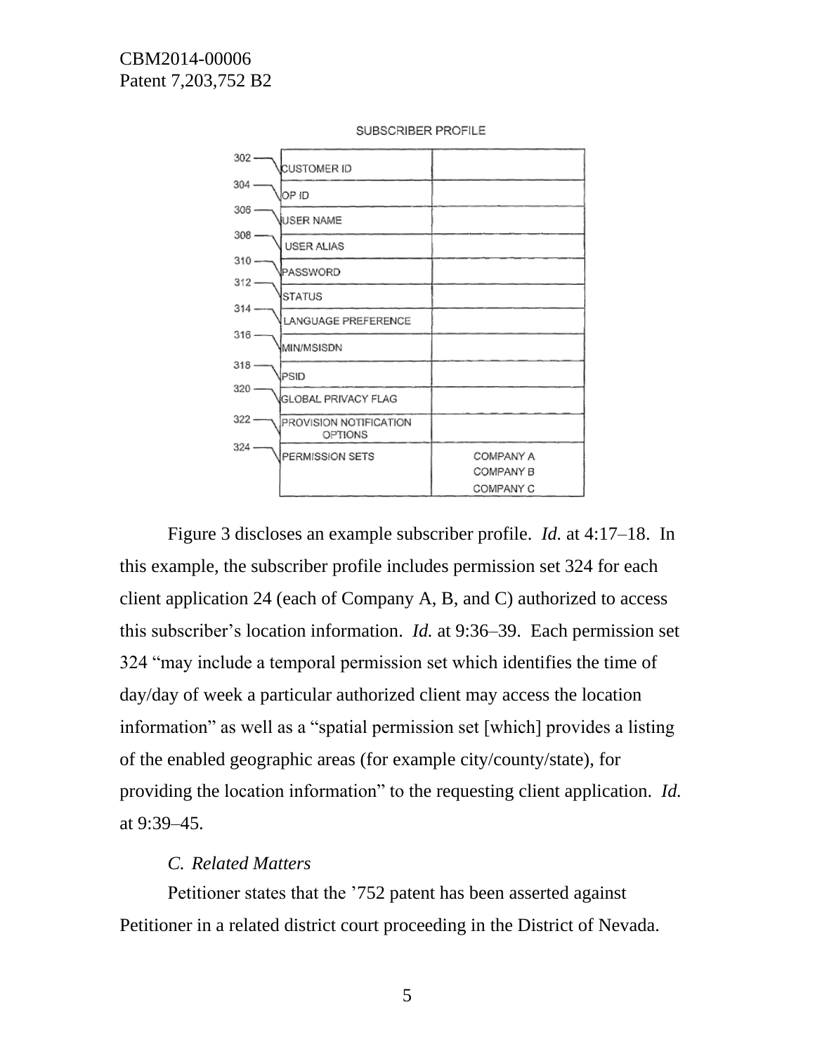SUBSCRIBER PROFILE

| | | |
|---|---|---|
| 302 | CUSTOMER ID | |
| 304 | OP ID | |
| 306 | USER NAME | |
| 308 | USER ALIAS | |
| 310 | PASSWORD | |
| 312 | STATUS | |
| 314 | LANGUAGE PREFERENCE | |
| 316 | MIN/MSISDN | |
| 318 | PSID | |
| 320 | GLOBAL PRIVACY FLAG | |
| 322 | PROVISION NOTIFICATION OPTIONS | |
| 324 | PERMISSION SETS | COMPANY A<br>COMPANY B<br>COMPANY C |

Figure 3 discloses an example subscriber profile. *Id.* at 4:17–18. In this example, the subscriber profile includes permission set 324 for each client application 24 (each of Company A, B, and C) authorized to access this subscriber's location information. *Id.* at 9:36–39. Each permission set 324 "may include a temporal permission set which identifies the time of day/day of week a particular authorized client may access the location information" as well as a "spatial permission set [which] provides a listing of the enabled geographic areas (for example city/county/state), for providing the location information" to the requesting client application. *Id.* at 9:39–45.

### *C. Related Matters*

Petitioner states that the '752 patent has been asserted against Petitioner in a related district court proceeding in the District of Nevada.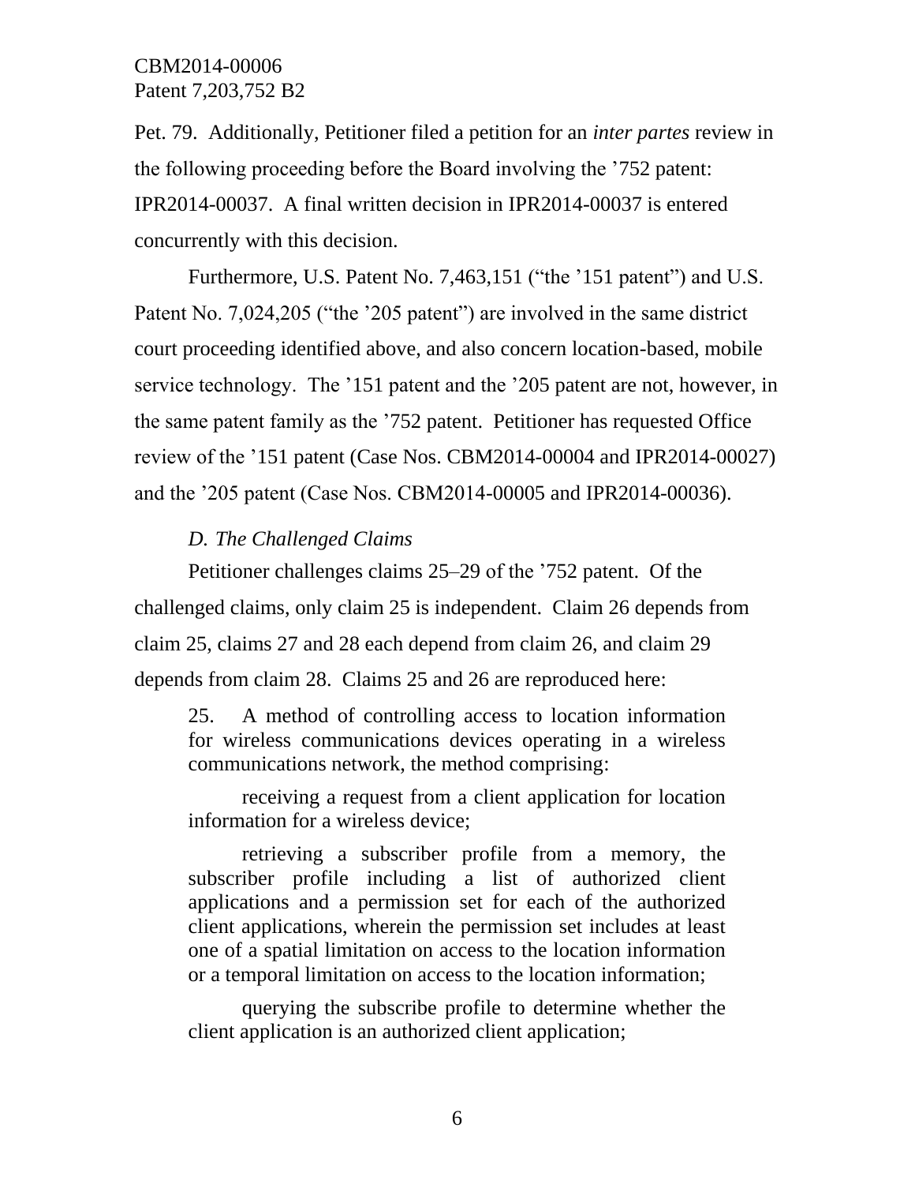Pet. 79. Additionally, Petitioner filed a petition for an *inter partes* review in the following proceeding before the Board involving the ’752 patent: IPR2014-00037. A final written decision in IPR2014-00037 is entered concurrently with this decision.

Furthermore, U.S. Patent No. 7,463,151 (“the ’151 patent”) and U.S. Patent No. 7,024,205 (“the ’205 patent”) are involved in the same district court proceeding identified above, and also concern location-based, mobile service technology. The ’151 patent and the ’205 patent are not, however, in the same patent family as the ’752 patent. Petitioner has requested Office review of the ’151 patent (Case Nos. CBM2014-00004 and IPR2014-00027) and the ’205 patent (Case Nos. CBM2014-00005 and IPR2014-00036).

### *D. The Challenged Claims*

Petitioner challenges claims 25–29 of the ’752 patent. Of the challenged claims, only claim 25 is independent. Claim 26 depends from claim 25, claims 27 and 28 each depend from claim 26, and claim 29 depends from claim 28. Claims 25 and 26 are reproduced here:

> 25. A method of controlling access to location information for wireless communications devices operating in a wireless communications network, the method comprising:
>
> receiving a request from a client application for location information for a wireless device;
>
> retrieving a subscriber profile from a memory, the subscriber profile including a list of authorized client applications and a permission set for each of the authorized client applications, wherein the permission set includes at least one of a spatial limitation on access to the location information or a temporal limitation on access to the location information;
>
> querying the subscribe profile to determine whether the client application is an authorized client application;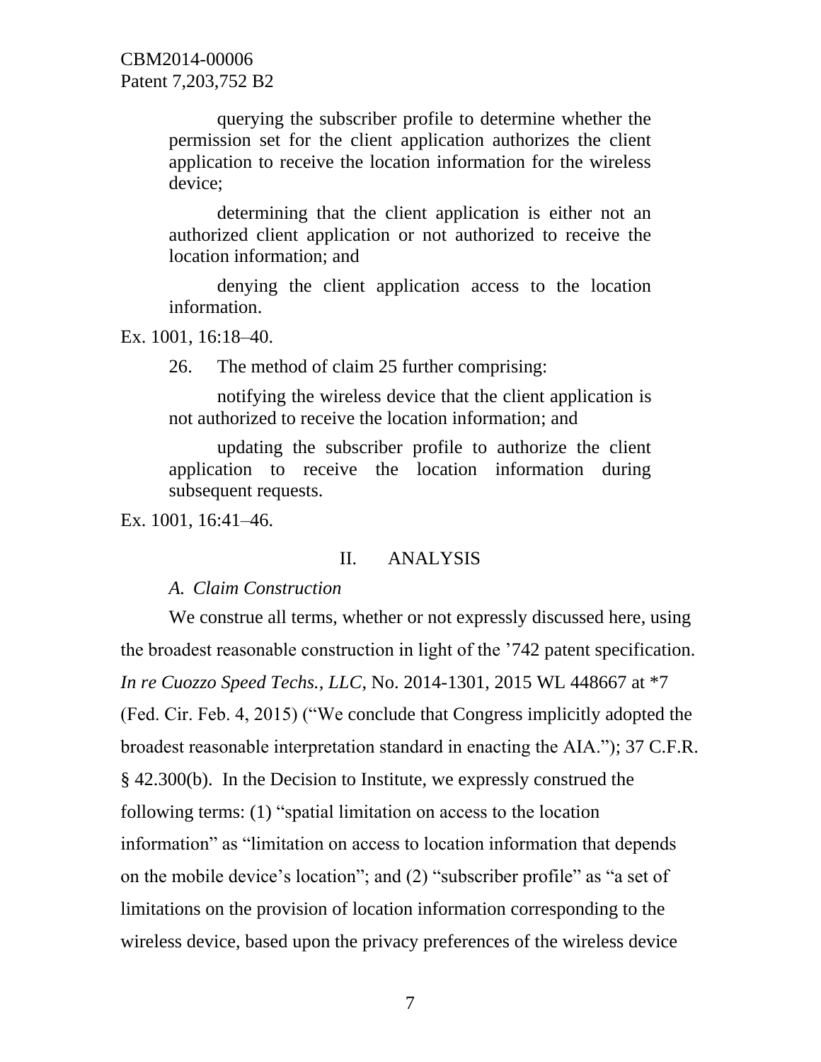> querying the subscriber profile to determine whether the permission set for the client application authorizes the client application to receive the location information for the wireless device;
>
> determining that the client application is either not an authorized client application or not authorized to receive the location information; and
>
> denying the client application access to the location information.

Ex. 1001, 16:18–40.

> 26. The method of claim 25 further comprising:
>
> notifying the wireless device that the client application is not authorized to receive the location information; and
>
> updating the subscriber profile to authorize the client application to receive the location information during subsequent requests.

Ex. 1001, 16:41–46.

## II. ANALYSIS

### *A. Claim Construction*

We construe all terms, whether or not expressly discussed here, using the broadest reasonable construction in light of the '742 patent specification. *In re Cuozzo Speed Techs., LLC*, No. 2014-1301, 2015 WL 448667 at *7 (Fed. Cir. Feb. 4, 2015) ("We conclude that Congress implicitly adopted the broadest reasonable interpretation standard in enacting the AIA."); 37 C.F.R. § 42.300(b). In the Decision to Institute, we expressly construed the following terms: (1) "spatial limitation on access to the location information" as "limitation on access to location information that depends on the mobile device's location"; and (2) "subscriber profile" as "a set of limitations on the provision of location information corresponding to the wireless device, based upon the privacy preferences of the wireless device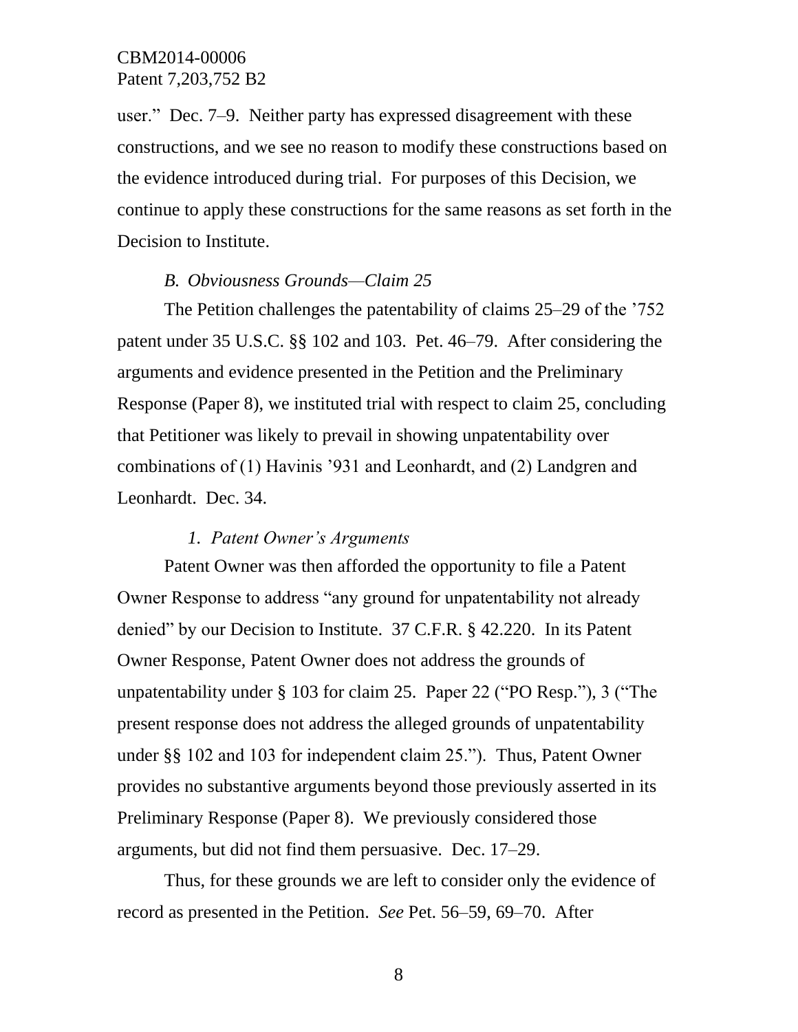user." Dec. 7–9. Neither party has expressed disagreement with these constructions, and we see no reason to modify these constructions based on the evidence introduced during trial. For purposes of this Decision, we continue to apply these constructions for the same reasons as set forth in the Decision to Institute.

### *B. Obviousness Grounds—Claim 25*

The Petition challenges the patentability of claims 25–29 of the '752 patent under 35 U.S.C. §§ 102 and 103. Pet. 46–79. After considering the arguments and evidence presented in the Petition and the Preliminary Response (Paper 8), we instituted trial with respect to claim 25, concluding that Petitioner was likely to prevail in showing unpatentability over combinations of (1) Havinis '931 and Leonhardt, and (2) Landgren and Leonhardt. Dec. 34.

#### *1. Patent Owner's Arguments*

Patent Owner was then afforded the opportunity to file a Patent Owner Response to address "any ground for unpatentability not already denied" by our Decision to Institute. 37 C.F.R. § 42.220. In its Patent Owner Response, Patent Owner does not address the grounds of unpatentability under § 103 for claim 25. Paper 22 ("PO Resp."), 3 ("The present response does not address the alleged grounds of unpatentability under §§ 102 and 103 for independent claim 25."). Thus, Patent Owner provides no substantive arguments beyond those previously asserted in its Preliminary Response (Paper 8). We previously considered those arguments, but did not find them persuasive. Dec. 17–29.

Thus, for these grounds we are left to consider only the evidence of record as presented in the Petition. *See* Pet. 56–59, 69–70. After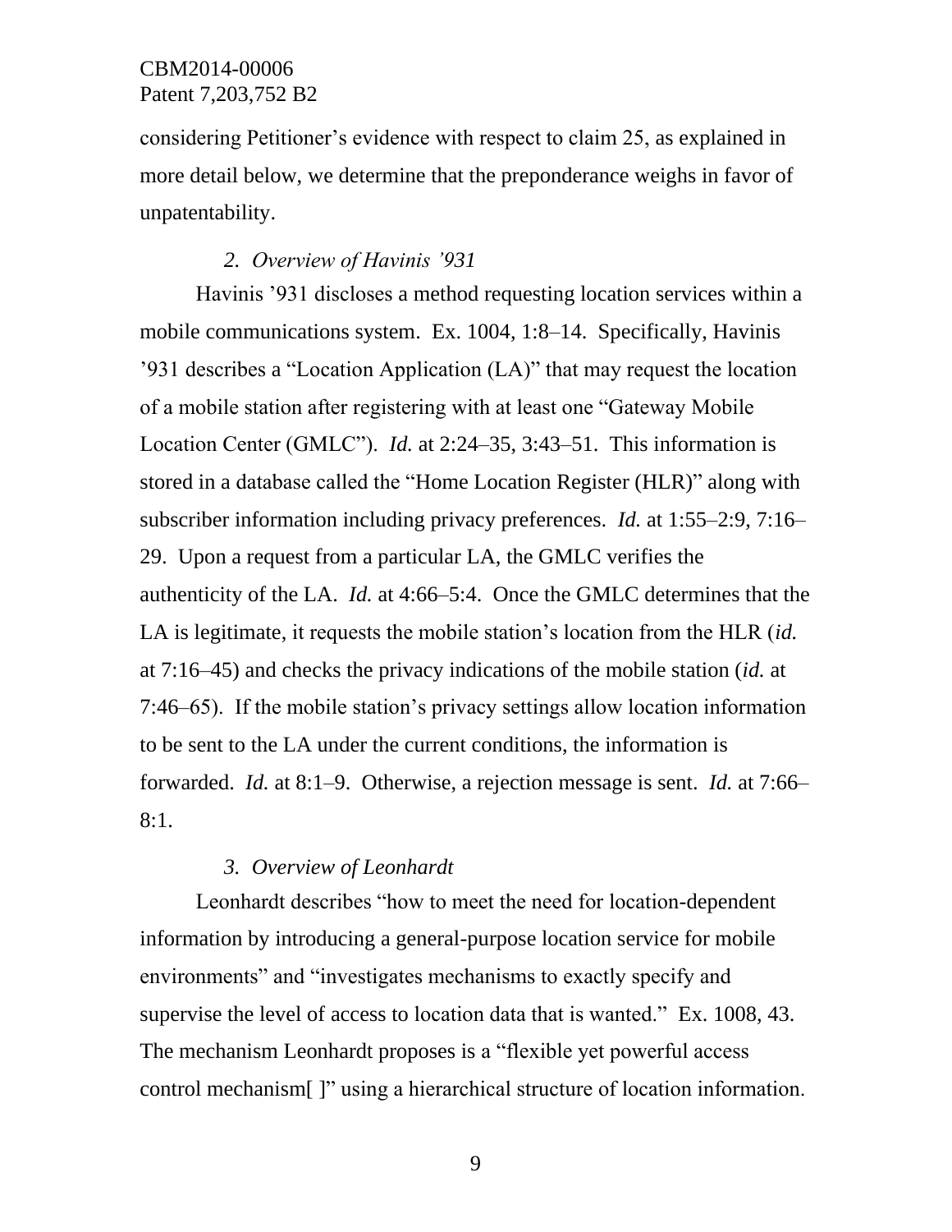considering Petitioner's evidence with respect to claim 25, as explained in more detail below, we determine that the preponderance weighs in favor of unpatentability.

### *2. Overview of Havinis '931*

Havinis '931 discloses a method requesting location services within a mobile communications system. Ex. 1004, 1:8–14. Specifically, Havinis '931 describes a "Location Application (LA)" that may request the location of a mobile station after registering with at least one "Gateway Mobile Location Center (GMLC"). *Id.* at 2:24–35, 3:43–51. This information is stored in a database called the "Home Location Register (HLR)" along with subscriber information including privacy preferences. *Id.* at 1:55–2:9, 7:16–29. Upon a request from a particular LA, the GMLC verifies the authenticity of the LA. *Id.* at 4:66–5:4. Once the GMLC determines that the LA is legitimate, it requests the mobile station's location from the HLR (*id.* at 7:16–45) and checks the privacy indications of the mobile station (*id.* at 7:46–65). If the mobile station's privacy settings allow location information to be sent to the LA under the current conditions, the information is forwarded. *Id.* at 8:1–9. Otherwise, a rejection message is sent. *Id.* at 7:66–8:1.

### *3. Overview of Leonhardt*

Leonhardt describes "how to meet the need for location-dependent information by introducing a general-purpose location service for mobile environments" and "investigates mechanisms to exactly specify and supervise the level of access to location data that is wanted." Ex. 1008, 43. The mechanism Leonhardt proposes is a "flexible yet powerful access control mechanism[ ]" using a hierarchical structure of location information.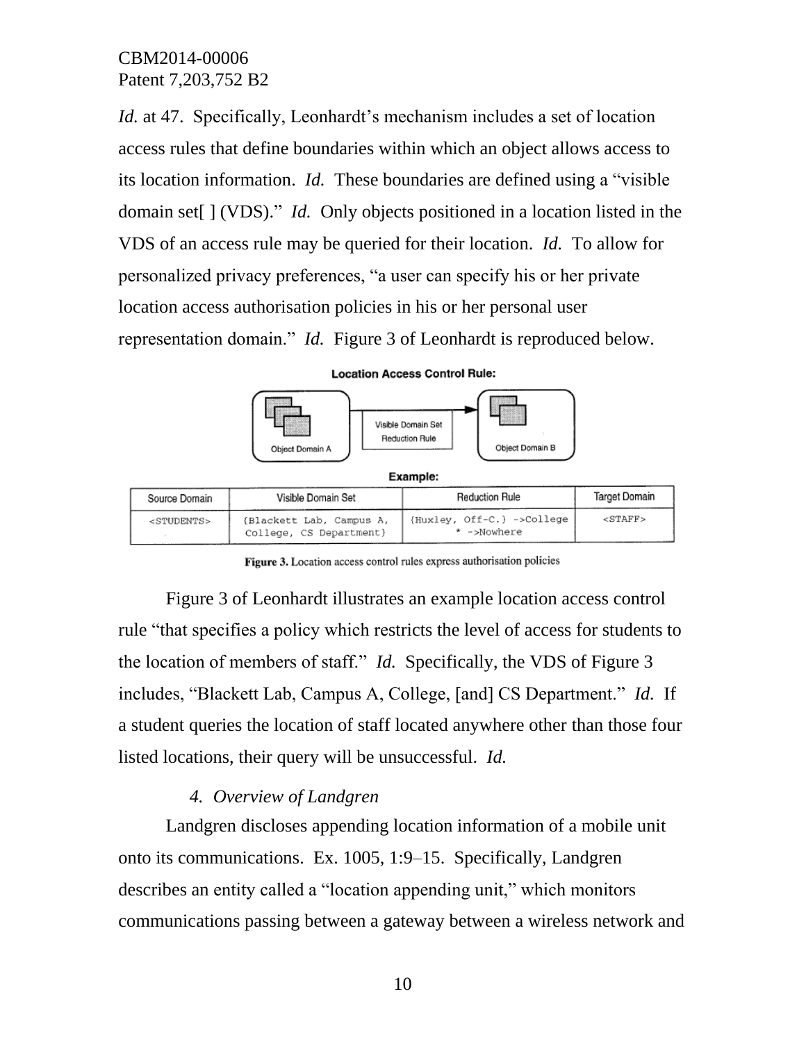*Id.* at 47. Specifically, Leonhardt's mechanism includes a set of location access rules that define boundaries within which an object allows access to its location information. *Id.* These boundaries are defined using a "visible domain set[ ] (VDS)." *Id.* Only objects positioned in a location listed in the VDS of an access rule may be queried for their location. *Id.* To allow for personalized privacy preferences, "a user can specify his or her private location access authorisation policies in his or her personal user representation domain." *Id.* Figure 3 of Leonhardt is reproduced below.

**Location Access Control Rule:**

Object Domain A → Visible Domain Set Reduction Rule → Object Domain B

**Example:**

| Source Domain | Visible Domain Set | Reduction Rule | Target Domain |
| --- | --- | --- | --- |
| <STUDENTS> | {Blackett Lab, Campus A, College, CS Department} | {Huxley, Off-C.} ->College * ->Nowhere | <STAFF> |

**Figure 3.** Location access control rules express authorisation policies

Figure 3 of Leonhardt illustrates an example location access control rule "that specifies a policy which restricts the level of access for students to the location of members of staff." *Id.* Specifically, the VDS of Figure 3 includes, "Blackett Lab, Campus A, College, [and] CS Department." *Id.* If a student queries the location of staff located anywhere other than those four listed locations, their query will be unsuccessful. *Id.*

### 4. *Overview of Landgren*

Landgren discloses appending location information of a mobile unit onto its communications. Ex. 1005, 1:9–15. Specifically, Landgren describes an entity called a "location appending unit," which monitors communications passing between a gateway between a wireless network and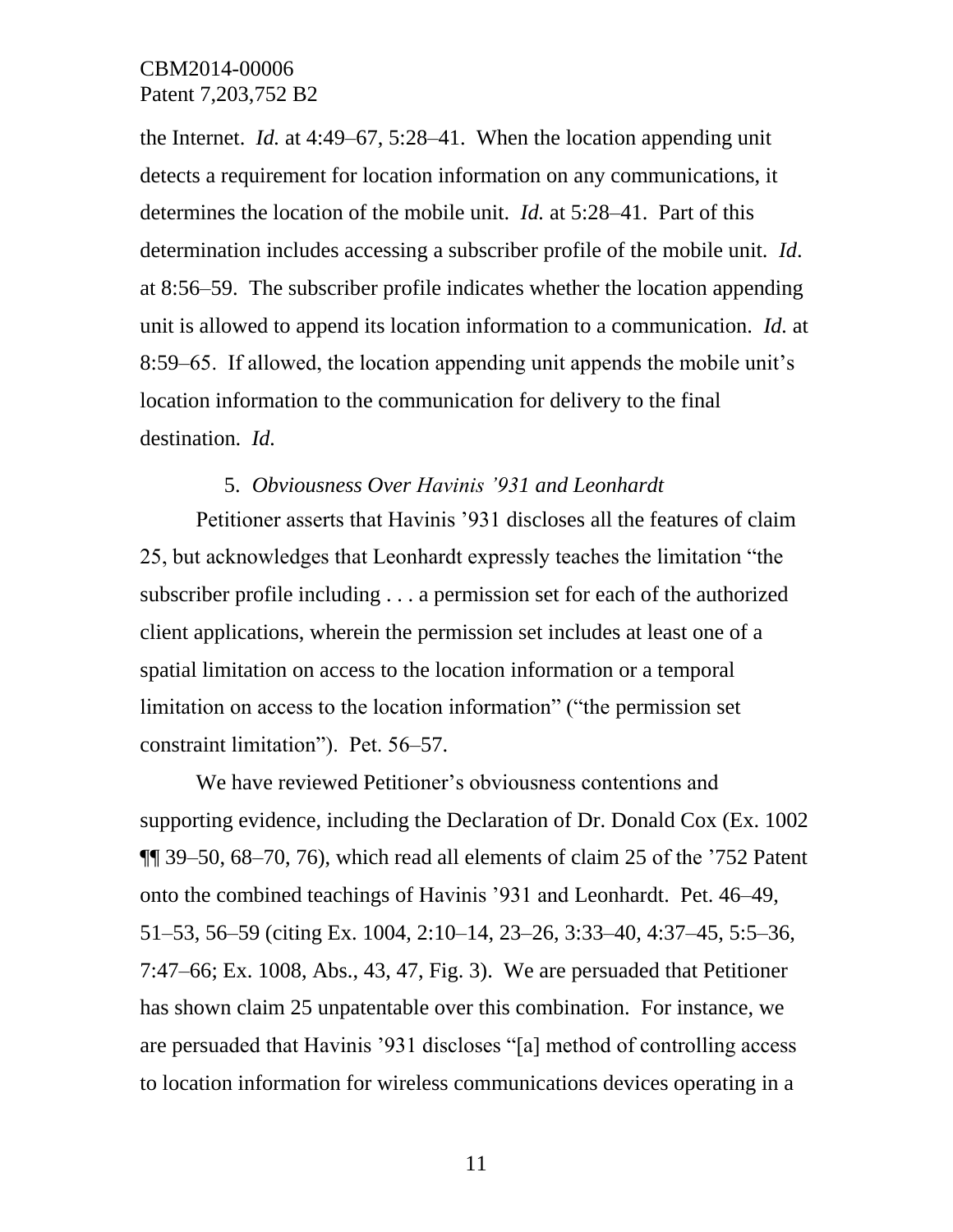the Internet. *Id.* at 4:49–67, 5:28–41. When the location appending unit detects a requirement for location information on any communications, it determines the location of the mobile unit. *Id.* at 5:28–41. Part of this determination includes accessing a subscriber profile of the mobile unit. *Id*. at 8:56–59. The subscriber profile indicates whether the location appending unit is allowed to append its location information to a communication. *Id.* at 8:59–65. If allowed, the location appending unit appends the mobile unit's location information to the communication for delivery to the final destination. *Id.*

5. *Obviousness Over Havinis '931 and Leonhardt*

Petitioner asserts that Havinis '931 discloses all the features of claim 25, but acknowledges that Leonhardt expressly teaches the limitation "the subscriber profile including . . . a permission set for each of the authorized client applications, wherein the permission set includes at least one of a spatial limitation on access to the location information or a temporal limitation on access to the location information" ("the permission set constraint limitation"). Pet. 56–57.

We have reviewed Petitioner's obviousness contentions and supporting evidence, including the Declaration of Dr. Donald Cox (Ex. 1002 ¶¶ 39–50, 68–70, 76), which read all elements of claim 25 of the '752 Patent onto the combined teachings of Havinis '931 and Leonhardt. Pet. 46–49, 51–53, 56–59 (citing Ex. 1004, 2:10–14, 23–26, 3:33–40, 4:37–45, 5:5–36, 7:47–66; Ex. 1008, Abs., 43, 47, Fig. 3). We are persuaded that Petitioner has shown claim 25 unpatentable over this combination. For instance, we are persuaded that Havinis '931 discloses "[a] method of controlling access to location information for wireless communications devices operating in a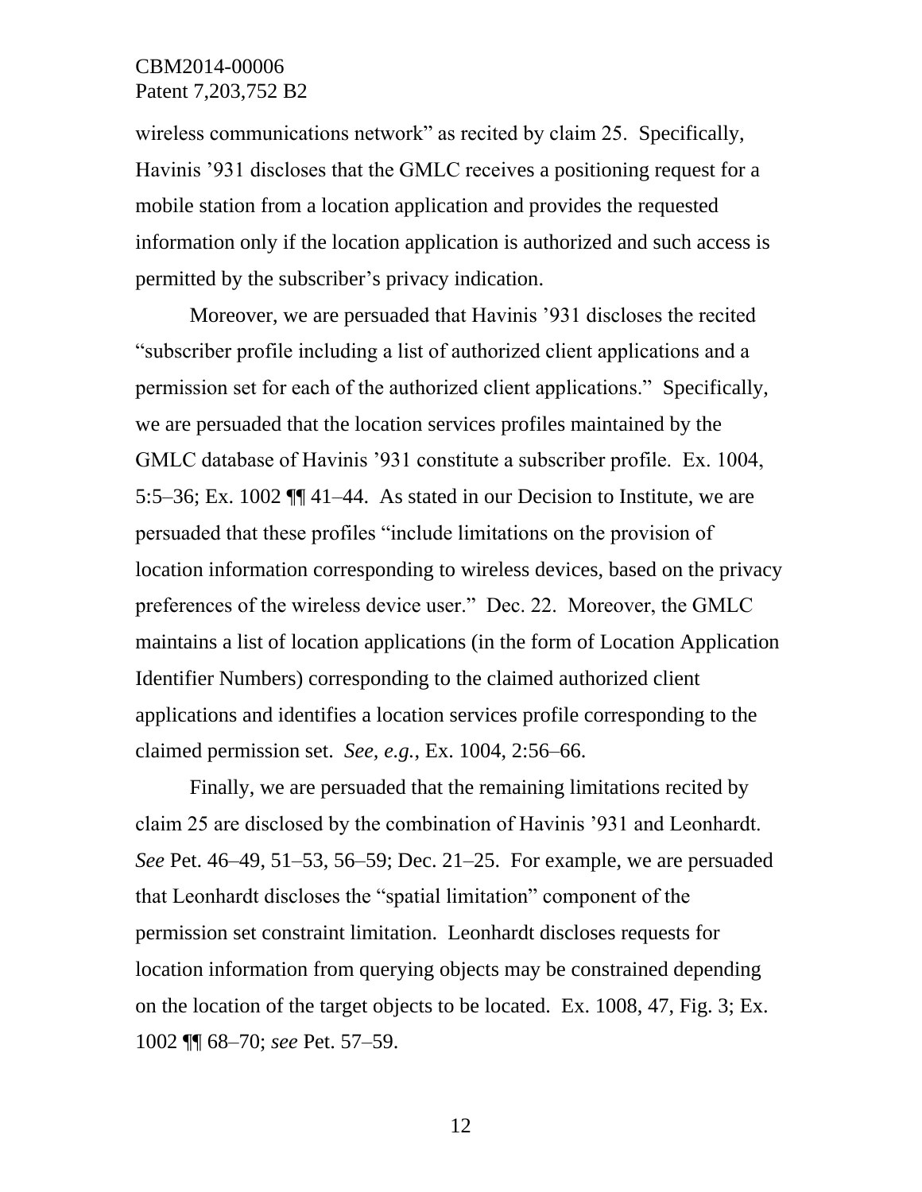wireless communications network" as recited by claim 25. Specifically, Havinis '931 discloses that the GMLC receives a positioning request for a mobile station from a location application and provides the requested information only if the location application is authorized and such access is permitted by the subscriber's privacy indication.

Moreover, we are persuaded that Havinis '931 discloses the recited "subscriber profile including a list of authorized client applications and a permission set for each of the authorized client applications." Specifically, we are persuaded that the location services profiles maintained by the GMLC database of Havinis '931 constitute a subscriber profile. Ex. 1004, 5:5–36; Ex. 1002 ¶¶ 41–44. As stated in our Decision to Institute, we are persuaded that these profiles "include limitations on the provision of location information corresponding to wireless devices, based on the privacy preferences of the wireless device user." Dec. 22. Moreover, the GMLC maintains a list of location applications (in the form of Location Application Identifier Numbers) corresponding to the claimed authorized client applications and identifies a location services profile corresponding to the claimed permission set. *See, e.g.*, Ex. 1004, 2:56–66.

Finally, we are persuaded that the remaining limitations recited by claim 25 are disclosed by the combination of Havinis '931 and Leonhardt. *See* Pet. 46–49, 51–53, 56–59; Dec. 21–25. For example, we are persuaded that Leonhardt discloses the "spatial limitation" component of the permission set constraint limitation. Leonhardt discloses requests for location information from querying objects may be constrained depending on the location of the target objects to be located. Ex. 1008, 47, Fig. 3; Ex. 1002 ¶¶ 68–70; *see* Pet. 57–59.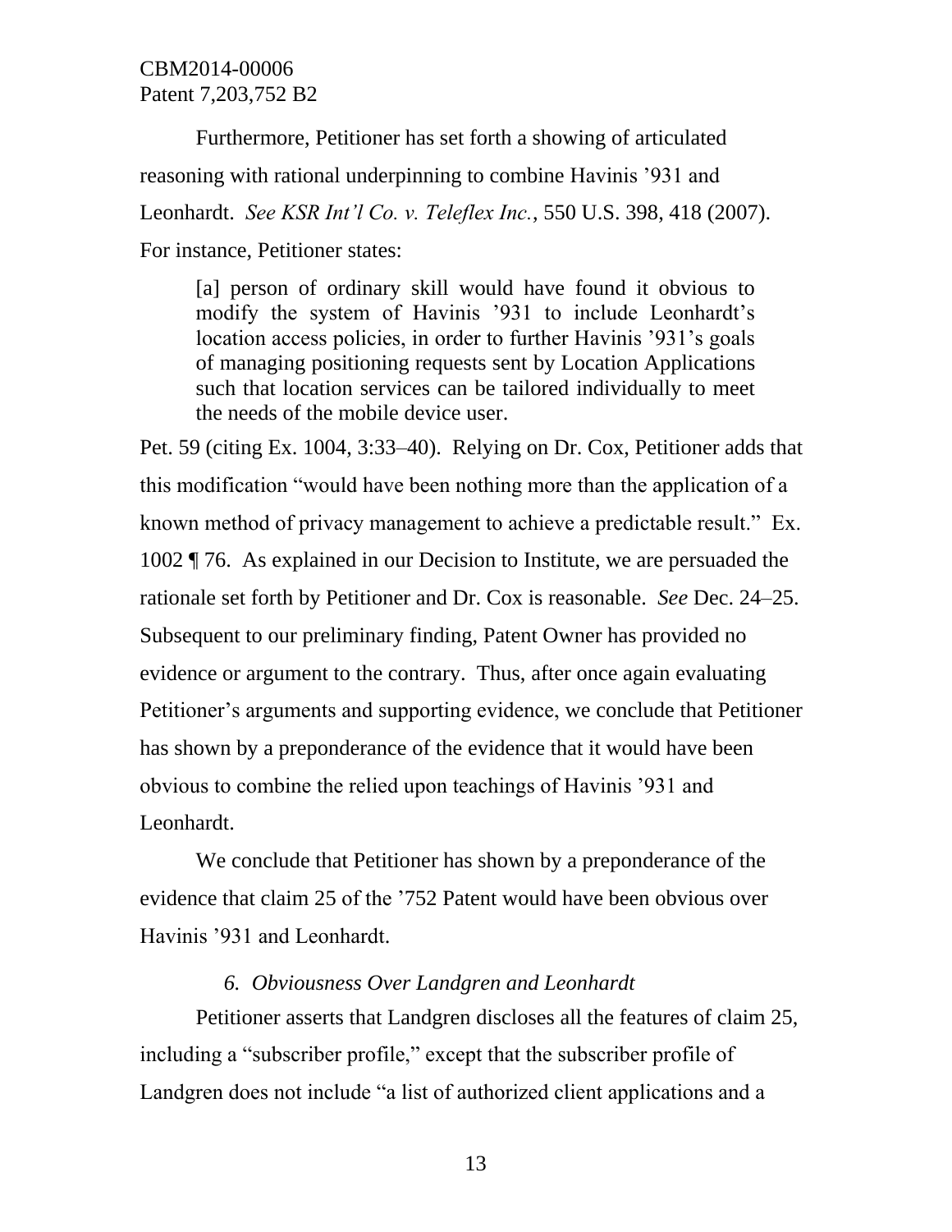Furthermore, Petitioner has set forth a showing of articulated reasoning with rational underpinning to combine Havinis '931 and Leonhardt. *See KSR Int'l Co. v. Teleflex Inc.*, 550 U.S. 398, 418 (2007). For instance, Petitioner states:

> [a] person of ordinary skill would have found it obvious to modify the system of Havinis '931 to include Leonhardt's location access policies, in order to further Havinis '931's goals of managing positioning requests sent by Location Applications such that location services can be tailored individually to meet the needs of the mobile device user.

Pet. 59 (citing Ex. 1004, 3:33–40). Relying on Dr. Cox, Petitioner adds that this modification "would have been nothing more than the application of a known method of privacy management to achieve a predictable result." Ex. 1002 ¶ 76. As explained in our Decision to Institute, we are persuaded the rationale set forth by Petitioner and Dr. Cox is reasonable. *See* Dec. 24–25. Subsequent to our preliminary finding, Patent Owner has provided no evidence or argument to the contrary. Thus, after once again evaluating Petitioner's arguments and supporting evidence, we conclude that Petitioner has shown by a preponderance of the evidence that it would have been obvious to combine the relied upon teachings of Havinis '931 and Leonhardt.

We conclude that Petitioner has shown by a preponderance of the evidence that claim 25 of the '752 Patent would have been obvious over Havinis '931 and Leonhardt.

#### *6. Obviousness Over Landgren and Leonhardt*

Petitioner asserts that Landgren discloses all the features of claim 25, including a "subscriber profile," except that the subscriber profile of Landgren does not include "a list of authorized client applications and a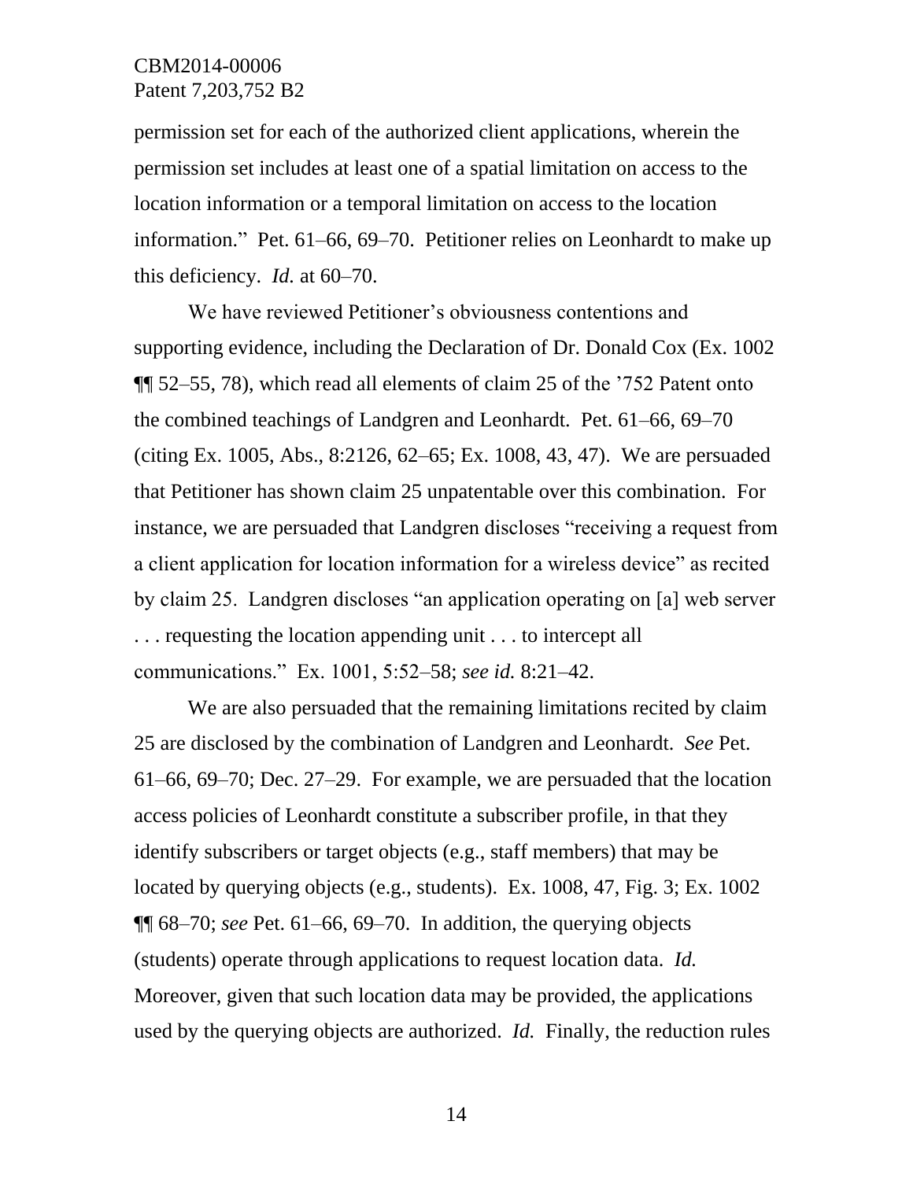permission set for each of the authorized client applications, wherein the permission set includes at least one of a spatial limitation on access to the location information or a temporal limitation on access to the location information." Pet. 61–66, 69–70. Petitioner relies on Leonhardt to make up this deficiency. *Id.* at 60–70.

We have reviewed Petitioner's obviousness contentions and supporting evidence, including the Declaration of Dr. Donald Cox (Ex. 1002 ¶¶ 52–55, 78), which read all elements of claim 25 of the '752 Patent onto the combined teachings of Landgren and Leonhardt. Pet. 61–66, 69–70 (citing Ex. 1005, Abs., 8:2126, 62–65; Ex. 1008, 43, 47). We are persuaded that Petitioner has shown claim 25 unpatentable over this combination. For instance, we are persuaded that Landgren discloses "receiving a request from a client application for location information for a wireless device" as recited by claim 25. Landgren discloses "an application operating on [a] web server . . . requesting the location appending unit . . . to intercept all communications." Ex. 1001, 5:52–58; *see id.* 8:21–42.

We are also persuaded that the remaining limitations recited by claim 25 are disclosed by the combination of Landgren and Leonhardt. *See* Pet. 61–66, 69–70; Dec. 27–29. For example, we are persuaded that the location access policies of Leonhardt constitute a subscriber profile, in that they identify subscribers or target objects (e.g., staff members) that may be located by querying objects (e.g., students). Ex. 1008, 47, Fig. 3; Ex. 1002 ¶¶ 68–70; *see* Pet. 61–66, 69–70. In addition, the querying objects (students) operate through applications to request location data. *Id.* Moreover, given that such location data may be provided, the applications used by the querying objects are authorized. *Id.* Finally, the reduction rules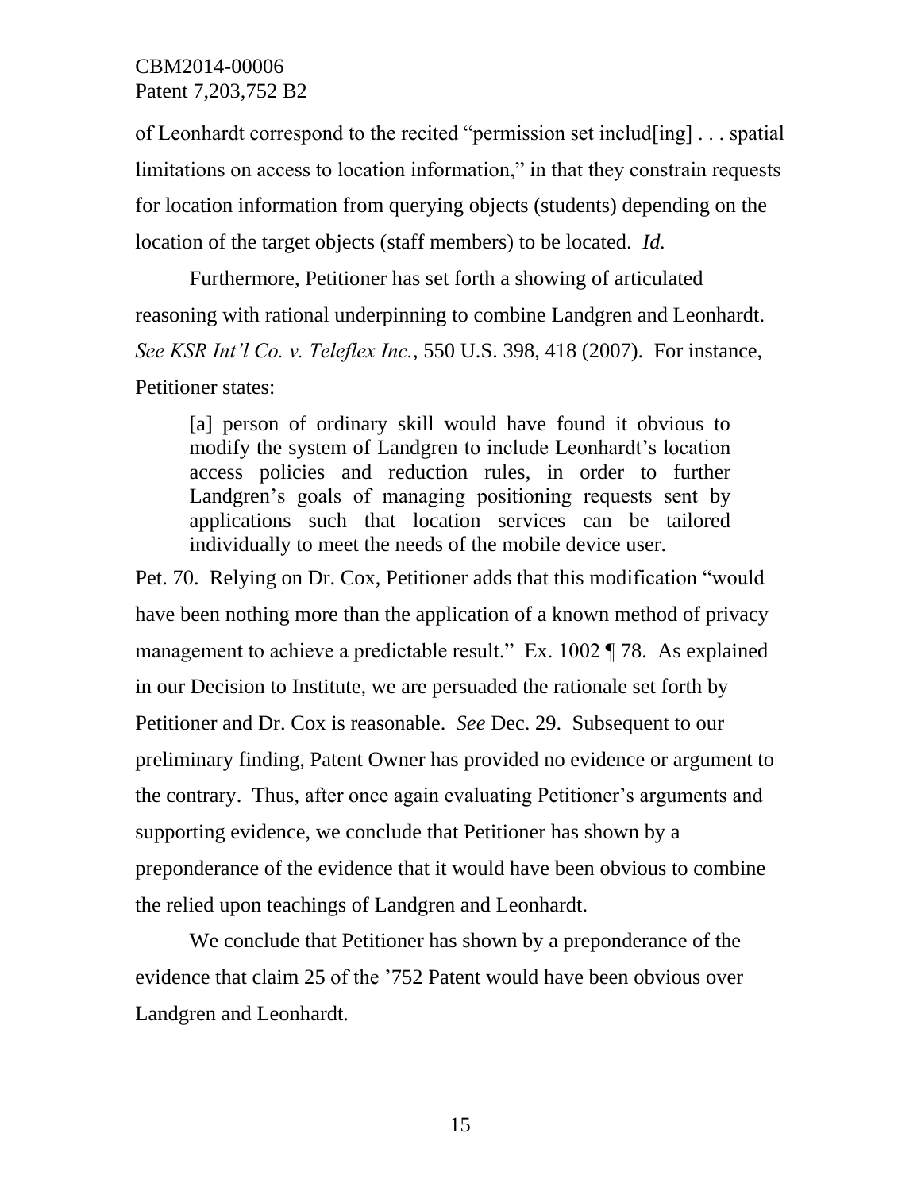of Leonhardt correspond to the recited "permission set includ[ing] . . . spatial limitations on access to location information," in that they constrain requests for location information from querying objects (students) depending on the location of the target objects (staff members) to be located. *Id.*

Furthermore, Petitioner has set forth a showing of articulated reasoning with rational underpinning to combine Landgren and Leonhardt. *See KSR Int'l Co. v. Teleflex Inc.*, 550 U.S. 398, 418 (2007). For instance, Petitioner states:

> [a] person of ordinary skill would have found it obvious to modify the system of Landgren to include Leonhardt's location access policies and reduction rules, in order to further Landgren's goals of managing positioning requests sent by applications such that location services can be tailored individually to meet the needs of the mobile device user.

Pet. 70. Relying on Dr. Cox, Petitioner adds that this modification "would have been nothing more than the application of a known method of privacy management to achieve a predictable result." Ex. 1002 ¶ 78. As explained in our Decision to Institute, we are persuaded the rationale set forth by Petitioner and Dr. Cox is reasonable. *See* Dec. 29. Subsequent to our preliminary finding, Patent Owner has provided no evidence or argument to the contrary. Thus, after once again evaluating Petitioner's arguments and supporting evidence, we conclude that Petitioner has shown by a preponderance of the evidence that it would have been obvious to combine the relied upon teachings of Landgren and Leonhardt.

We conclude that Petitioner has shown by a preponderance of the evidence that claim 25 of the '752 Patent would have been obvious over Landgren and Leonhardt.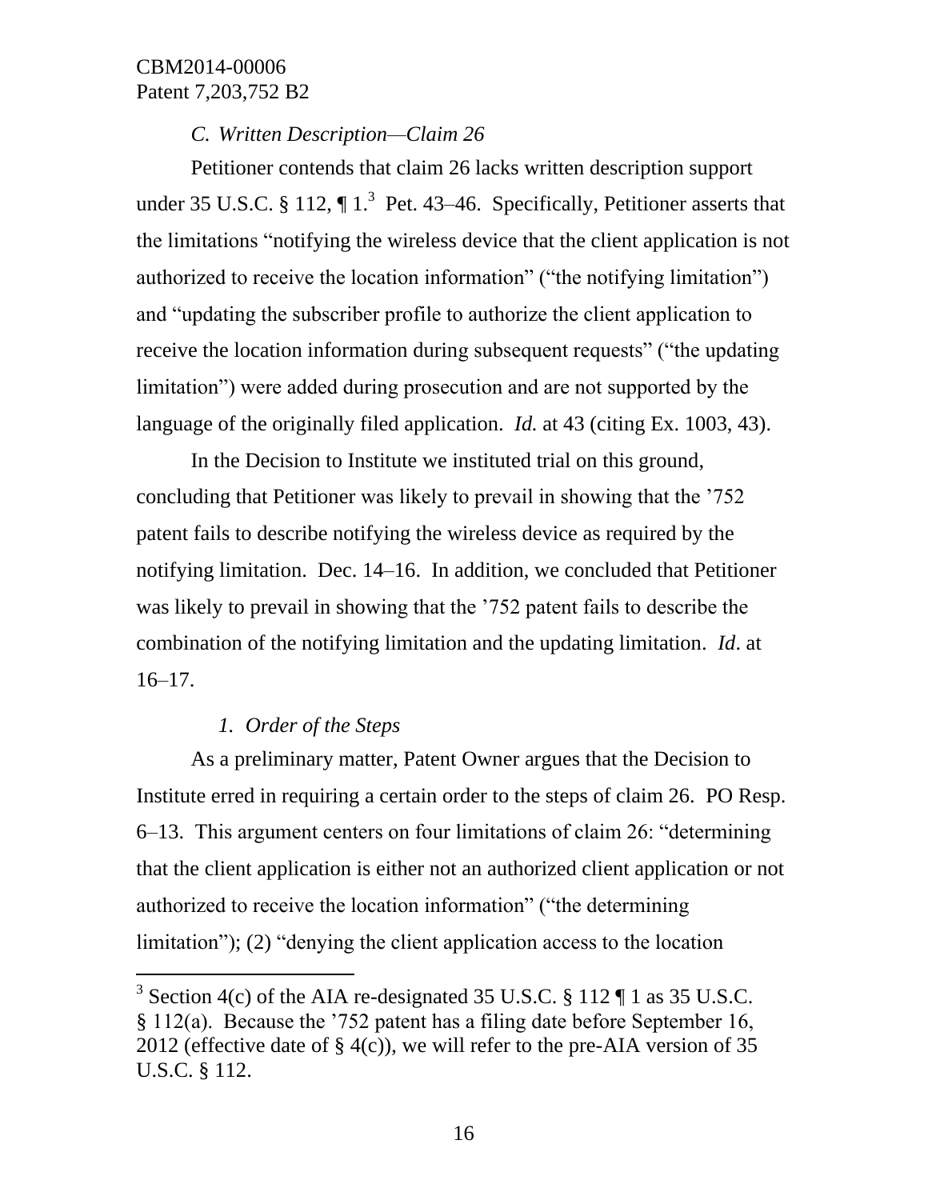### *C. Written Description—Claim 26*

Petitioner contends that claim 26 lacks written description support under 35 U.S.C. § 112, ¶ 1.[3] Pet. 43–46. Specifically, Petitioner asserts that the limitations "notifying the wireless device that the client application is not authorized to receive the location information" ("the notifying limitation") and "updating the subscriber profile to authorize the client application to receive the location information during subsequent requests" ("the updating limitation") were added during prosecution and are not supported by the language of the originally filed application. *Id.* at 43 (citing Ex. 1003, 43).

In the Decision to Institute we instituted trial on this ground, concluding that Petitioner was likely to prevail in showing that the '752 patent fails to describe notifying the wireless device as required by the notifying limitation. Dec. 14–16. In addition, we concluded that Petitioner was likely to prevail in showing that the '752 patent fails to describe the combination of the notifying limitation and the updating limitation. *Id*. at 16–17.

#### *1. Order of the Steps*

As a preliminary matter, Patent Owner argues that the Decision to Institute erred in requiring a certain order to the steps of claim 26. PO Resp. 6–13. This argument centers on four limitations of claim 26: "determining that the client application is either not an authorized client application or not authorized to receive the location information" ("the determining limitation"); (2) "denying the client application access to the location

---

[3] Section 4(c) of the AIA re-designated 35 U.S.C. § 112 ¶ 1 as 35 U.S.C. § 112(a). Because the '752 patent has a filing date before September 16, 2012 (effective date of § 4(c)), we will refer to the pre-AIA version of 35 U.S.C. § 112.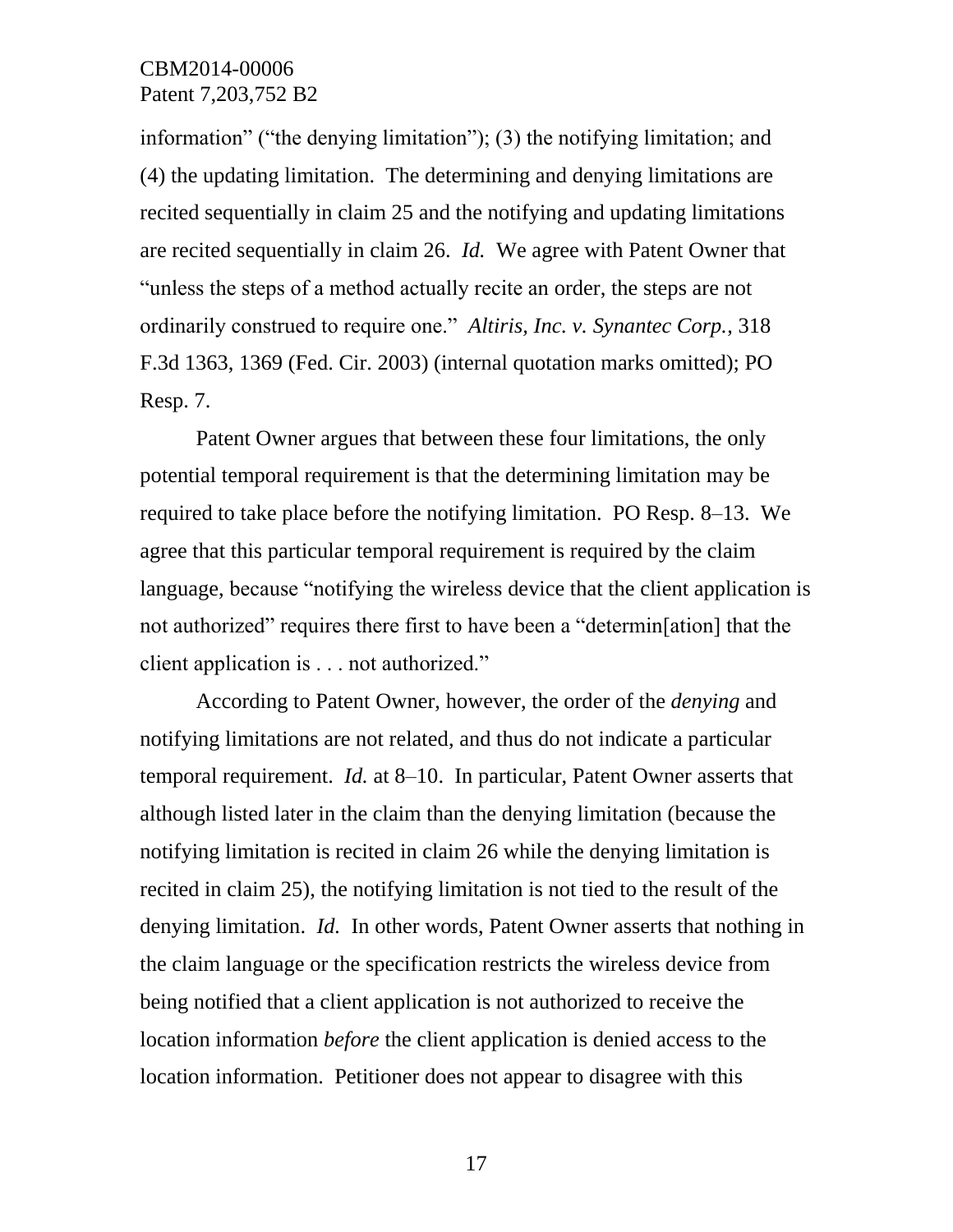information" ("the denying limitation"); (3) the notifying limitation; and (4) the updating limitation. The determining and denying limitations are recited sequentially in claim 25 and the notifying and updating limitations are recited sequentially in claim 26. *Id.* We agree with Patent Owner that "unless the steps of a method actually recite an order, the steps are not ordinarily construed to require one." *Altiris, Inc. v. Synantec Corp.*, 318 F.3d 1363, 1369 (Fed. Cir. 2003) (internal quotation marks omitted); PO Resp. 7.

Patent Owner argues that between these four limitations, the only potential temporal requirement is that the determining limitation may be required to take place before the notifying limitation. PO Resp. 8–13. We agree that this particular temporal requirement is required by the claim language, because "notifying the wireless device that the client application is not authorized" requires there first to have been a "determin[ation] that the client application is . . . not authorized."

According to Patent Owner, however, the order of the *denying* and notifying limitations are not related, and thus do not indicate a particular temporal requirement. *Id.* at 8–10. In particular, Patent Owner asserts that although listed later in the claim than the denying limitation (because the notifying limitation is recited in claim 26 while the denying limitation is recited in claim 25), the notifying limitation is not tied to the result of the denying limitation. *Id.* In other words, Patent Owner asserts that nothing in the claim language or the specification restricts the wireless device from being notified that a client application is not authorized to receive the location information *before* the client application is denied access to the location information. Petitioner does not appear to disagree with this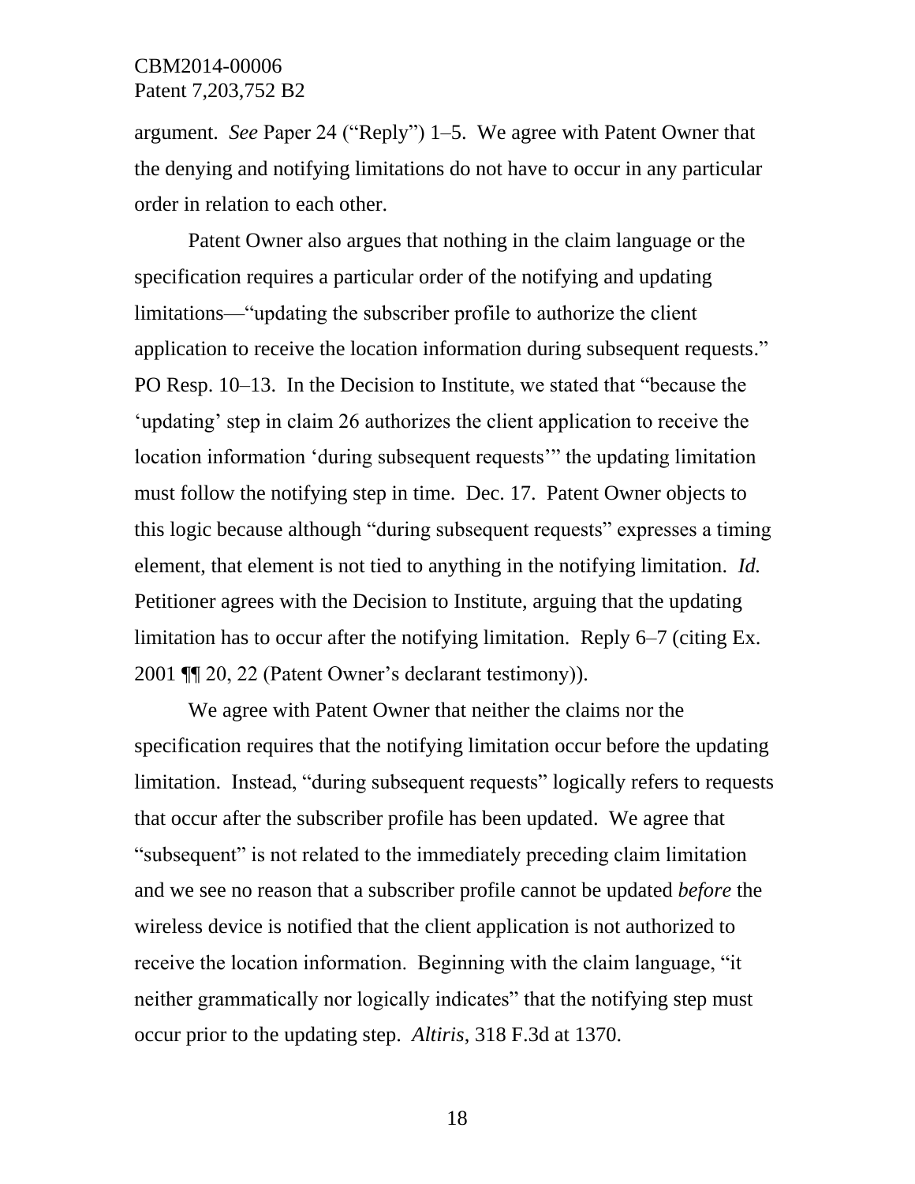argument. *See* Paper 24 (“Reply”) 1–5. We agree with Patent Owner that the denying and notifying limitations do not have to occur in any particular order in relation to each other.

Patent Owner also argues that nothing in the claim language or the specification requires a particular order of the notifying and updating limitations—“updating the subscriber profile to authorize the client application to receive the location information during subsequent requests.” PO Resp. 10–13. In the Decision to Institute, we stated that “because the ‘updating’ step in claim 26 authorizes the client application to receive the location information ‘during subsequent requests’” the updating limitation must follow the notifying step in time. Dec. 17. Patent Owner objects to this logic because although “during subsequent requests” expresses a timing element, that element is not tied to anything in the notifying limitation. *Id.* Petitioner agrees with the Decision to Institute, arguing that the updating limitation has to occur after the notifying limitation. Reply 6–7 (citing Ex. 2001 ¶¶ 20, 22 (Patent Owner’s declarant testimony)).

We agree with Patent Owner that neither the claims nor the specification requires that the notifying limitation occur before the updating limitation. Instead, “during subsequent requests” logically refers to requests that occur after the subscriber profile has been updated. We agree that “subsequent” is not related to the immediately preceding claim limitation and we see no reason that a subscriber profile cannot be updated *before* the wireless device is notified that the client application is not authorized to receive the location information. Beginning with the claim language, “it neither grammatically nor logically indicates” that the notifying step must occur prior to the updating step. *Altiris*, 318 F.3d at 1370.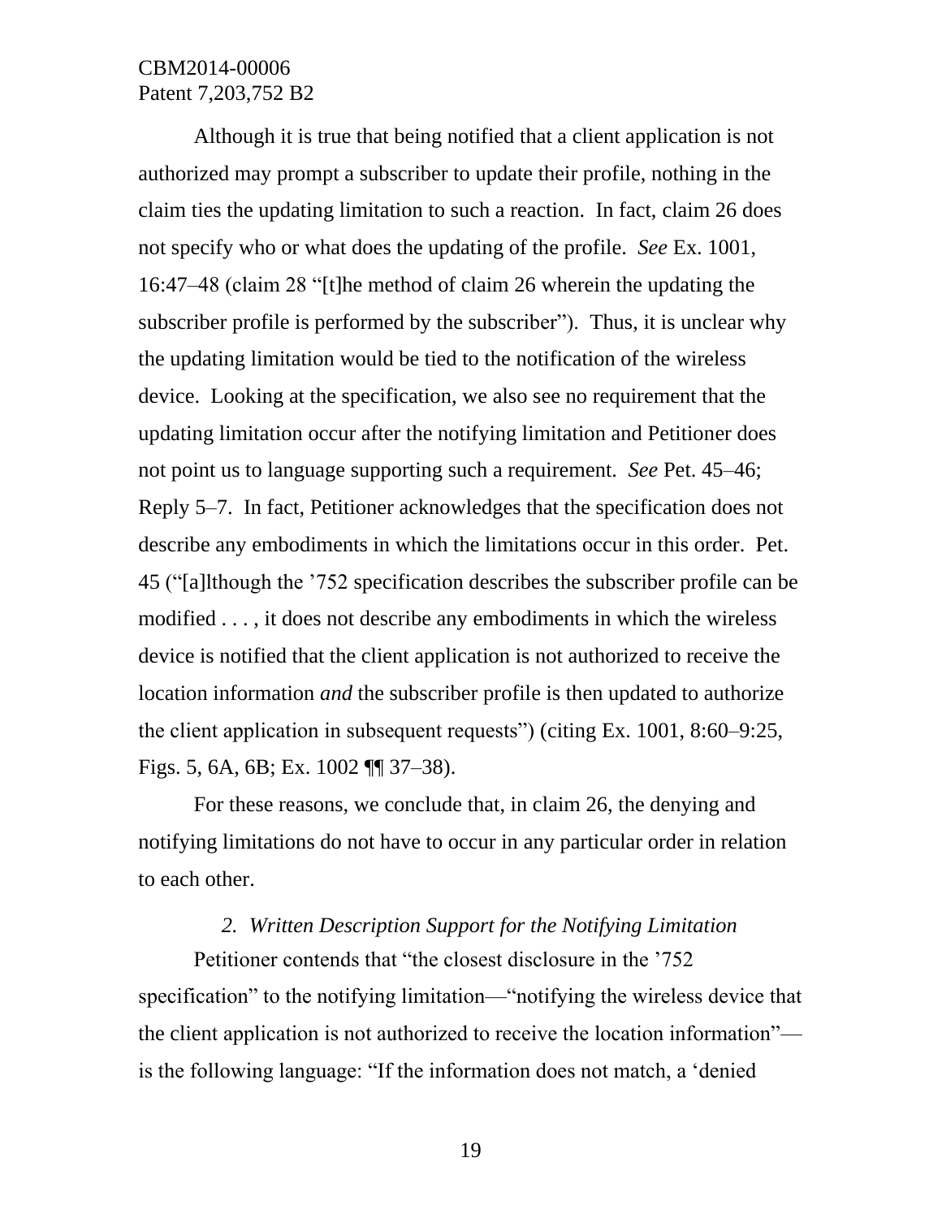Although it is true that being notified that a client application is not authorized may prompt a subscriber to update their profile, nothing in the claim ties the updating limitation to such a reaction. In fact, claim 26 does not specify who or what does the updating of the profile. *See* Ex. 1001, 16:47–48 (claim 28 "[t]he method of claim 26 wherein the updating the subscriber profile is performed by the subscriber"). Thus, it is unclear why the updating limitation would be tied to the notification of the wireless device. Looking at the specification, we also see no requirement that the updating limitation occur after the notifying limitation and Petitioner does not point us to language supporting such a requirement. *See* Pet. 45–46; Reply 5–7. In fact, Petitioner acknowledges that the specification does not describe any embodiments in which the limitations occur in this order. Pet. 45 ("[a]lthough the '752 specification describes the subscriber profile can be modified . . . , it does not describe any embodiments in which the wireless device is notified that the client application is not authorized to receive the location information *and* the subscriber profile is then updated to authorize the client application in subsequent requests") (citing Ex. 1001, 8:60–9:25, Figs. 5, 6A, 6B; Ex. 1002 ¶¶ 37–38).

For these reasons, we conclude that, in claim 26, the denying and notifying limitations do not have to occur in any particular order in relation to each other.

### *2. Written Description Support for the Notifying Limitation*

Petitioner contends that "the closest disclosure in the '752 specification" to the notifying limitation—"notifying the wireless device that the client application is not authorized to receive the location information"—is the following language: "If the information does not match, a 'denied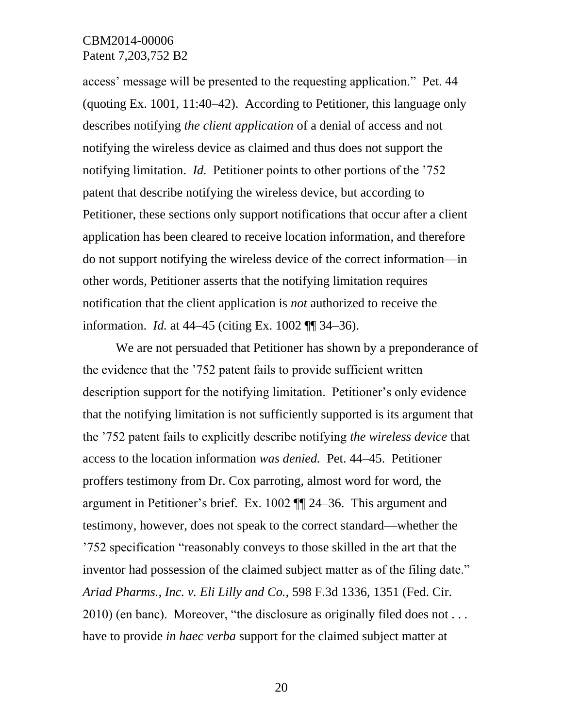access' message will be presented to the requesting application." Pet. 44 (quoting Ex. 1001, 11:40–42). According to Petitioner, this language only describes notifying *the client application* of a denial of access and not notifying the wireless device as claimed and thus does not support the notifying limitation. *Id.* Petitioner points to other portions of the '752 patent that describe notifying the wireless device, but according to Petitioner, these sections only support notifications that occur after a client application has been cleared to receive location information, and therefore do not support notifying the wireless device of the correct information—in other words, Petitioner asserts that the notifying limitation requires notification that the client application is *not* authorized to receive the information. *Id.* at 44–45 (citing Ex. 1002 ¶¶ 34–36).

We are not persuaded that Petitioner has shown by a preponderance of the evidence that the '752 patent fails to provide sufficient written description support for the notifying limitation. Petitioner's only evidence that the notifying limitation is not sufficiently supported is its argument that the '752 patent fails to explicitly describe notifying *the wireless device* that access to the location information *was denied.* Pet. 44–45. Petitioner proffers testimony from Dr. Cox parroting, almost word for word, the argument in Petitioner's brief. Ex. 1002 ¶¶ 24–36. This argument and testimony, however, does not speak to the correct standard—whether the '752 specification "reasonably conveys to those skilled in the art that the inventor had possession of the claimed subject matter as of the filing date." *Ariad Pharms., Inc. v. Eli Lilly and Co.,* 598 F.3d 1336, 1351 (Fed. Cir. 2010) (en banc). Moreover, "the disclosure as originally filed does not . . . have to provide *in haec verba* support for the claimed subject matter at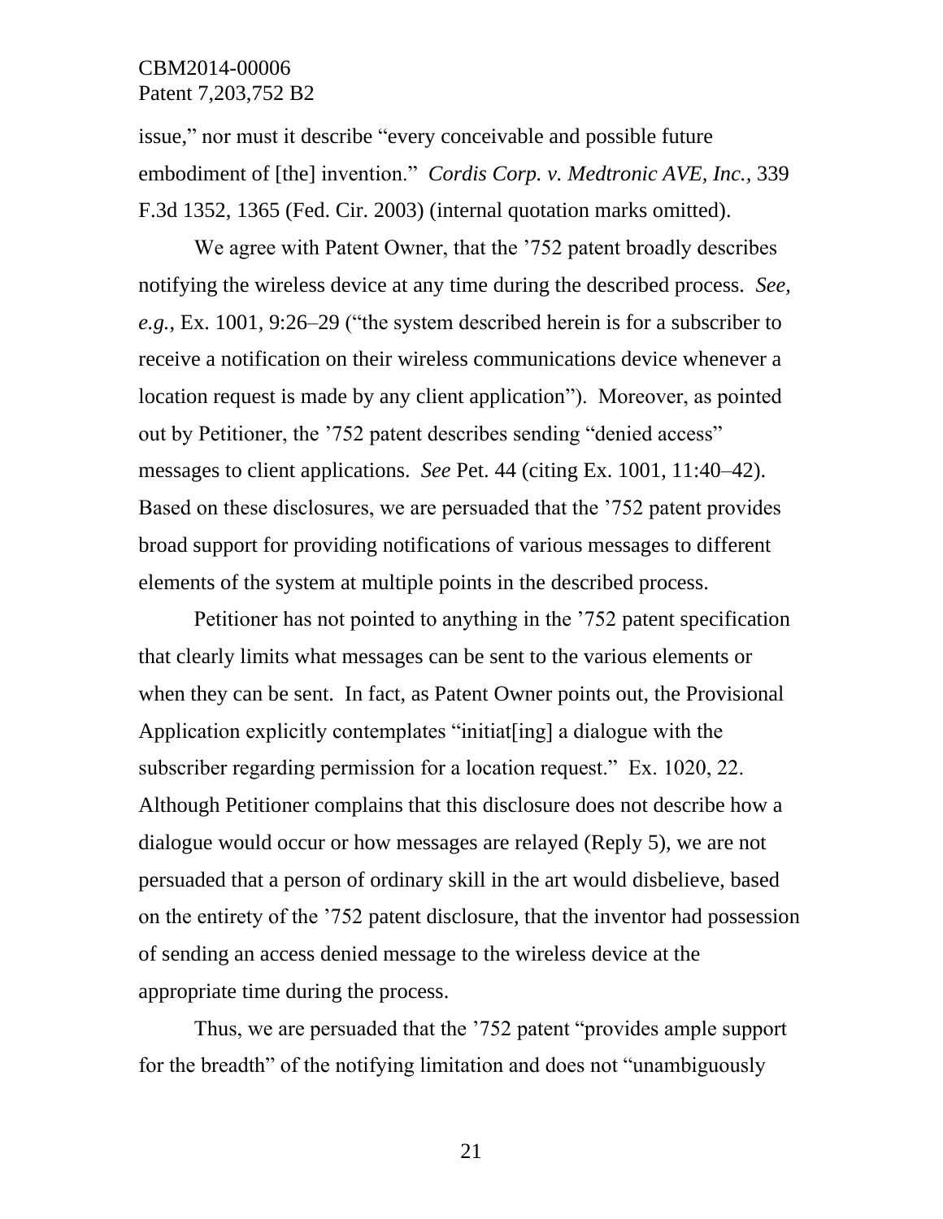issue," nor must it describe "every conceivable and possible future embodiment of [the] invention." *Cordis Corp. v. Medtronic AVE, Inc.*, 339 F.3d 1352, 1365 (Fed. Cir. 2003) (internal quotation marks omitted).

We agree with Patent Owner, that the '752 patent broadly describes notifying the wireless device at any time during the described process. *See, e.g.*, Ex. 1001, 9:26–29 ("the system described herein is for a subscriber to receive a notification on their wireless communications device whenever a location request is made by any client application"). Moreover, as pointed out by Petitioner, the '752 patent describes sending "denied access" messages to client applications. *See* Pet. 44 (citing Ex. 1001, 11:40–42). Based on these disclosures, we are persuaded that the '752 patent provides broad support for providing notifications of various messages to different elements of the system at multiple points in the described process.

Petitioner has not pointed to anything in the '752 patent specification that clearly limits what messages can be sent to the various elements or when they can be sent. In fact, as Patent Owner points out, the Provisional Application explicitly contemplates "initiat[ing] a dialogue with the subscriber regarding permission for a location request." Ex. 1020, 22. Although Petitioner complains that this disclosure does not describe how a dialogue would occur or how messages are relayed (Reply 5), we are not persuaded that a person of ordinary skill in the art would disbelieve, based on the entirety of the '752 patent disclosure, that the inventor had possession of sending an access denied message to the wireless device at the appropriate time during the process.

Thus, we are persuaded that the '752 patent "provides ample support for the breadth" of the notifying limitation and does not "unambiguously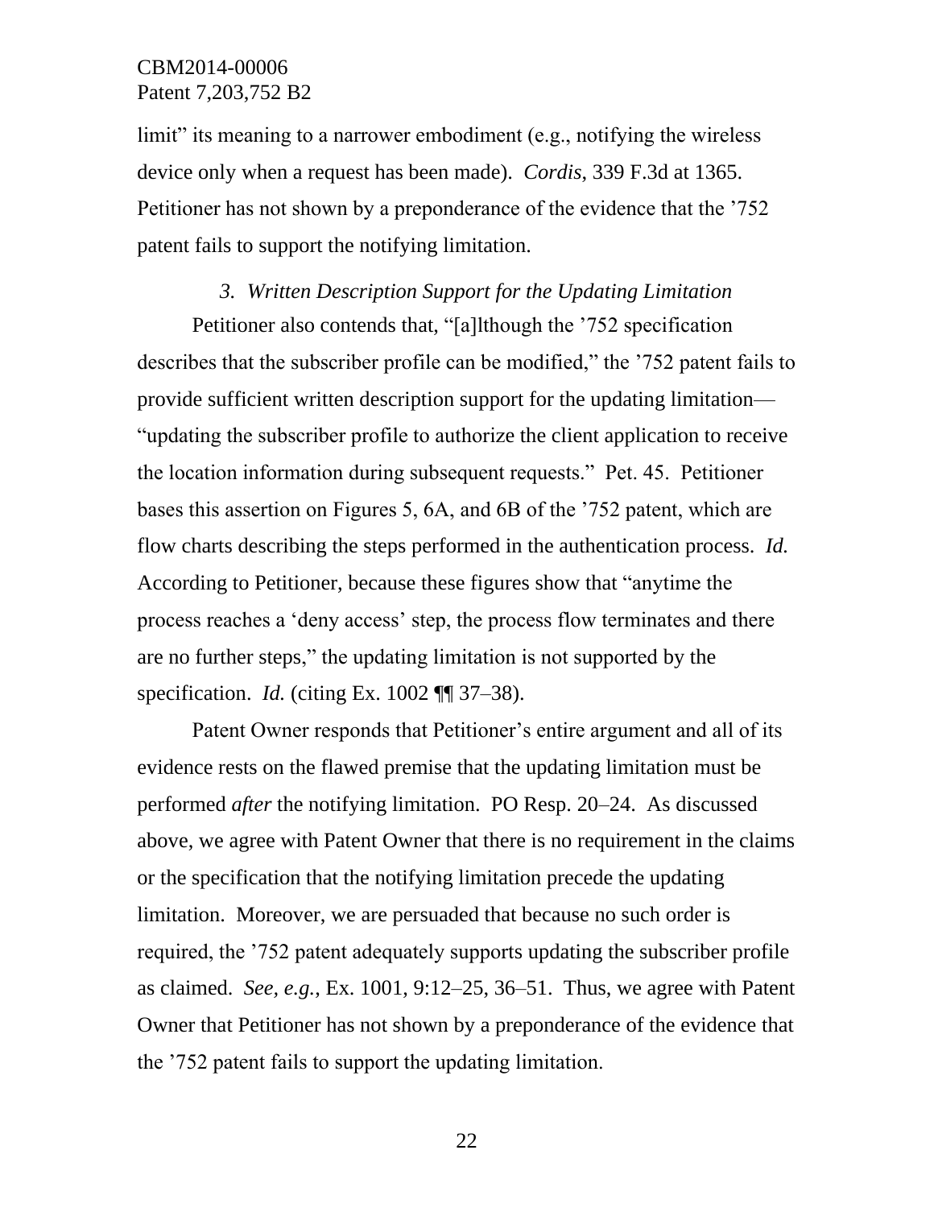limit" its meaning to a narrower embodiment (e.g., notifying the wireless device only when a request has been made). *Cordis*, 339 F.3d at 1365. Petitioner has not shown by a preponderance of the evidence that the '752 patent fails to support the notifying limitation.

### *3. Written Description Support for the Updating Limitation*

Petitioner also contends that, "[a]lthough the '752 specification describes that the subscriber profile can be modified," the '752 patent fails to provide sufficient written description support for the updating limitation—"updating the subscriber profile to authorize the client application to receive the location information during subsequent requests." Pet. 45. Petitioner bases this assertion on Figures 5, 6A, and 6B of the '752 patent, which are flow charts describing the steps performed in the authentication process. *Id.* According to Petitioner, because these figures show that "anytime the process reaches a 'deny access' step, the process flow terminates and there are no further steps," the updating limitation is not supported by the specification. *Id.* (citing Ex. 1002 ¶¶ 37–38).

Patent Owner responds that Petitioner's entire argument and all of its evidence rests on the flawed premise that the updating limitation must be performed *after* the notifying limitation. PO Resp. 20–24. As discussed above, we agree with Patent Owner that there is no requirement in the claims or the specification that the notifying limitation precede the updating limitation. Moreover, we are persuaded that because no such order is required, the '752 patent adequately supports updating the subscriber profile as claimed. *See, e.g.*, Ex. 1001, 9:12–25, 36–51. Thus, we agree with Patent Owner that Petitioner has not shown by a preponderance of the evidence that the '752 patent fails to support the updating limitation.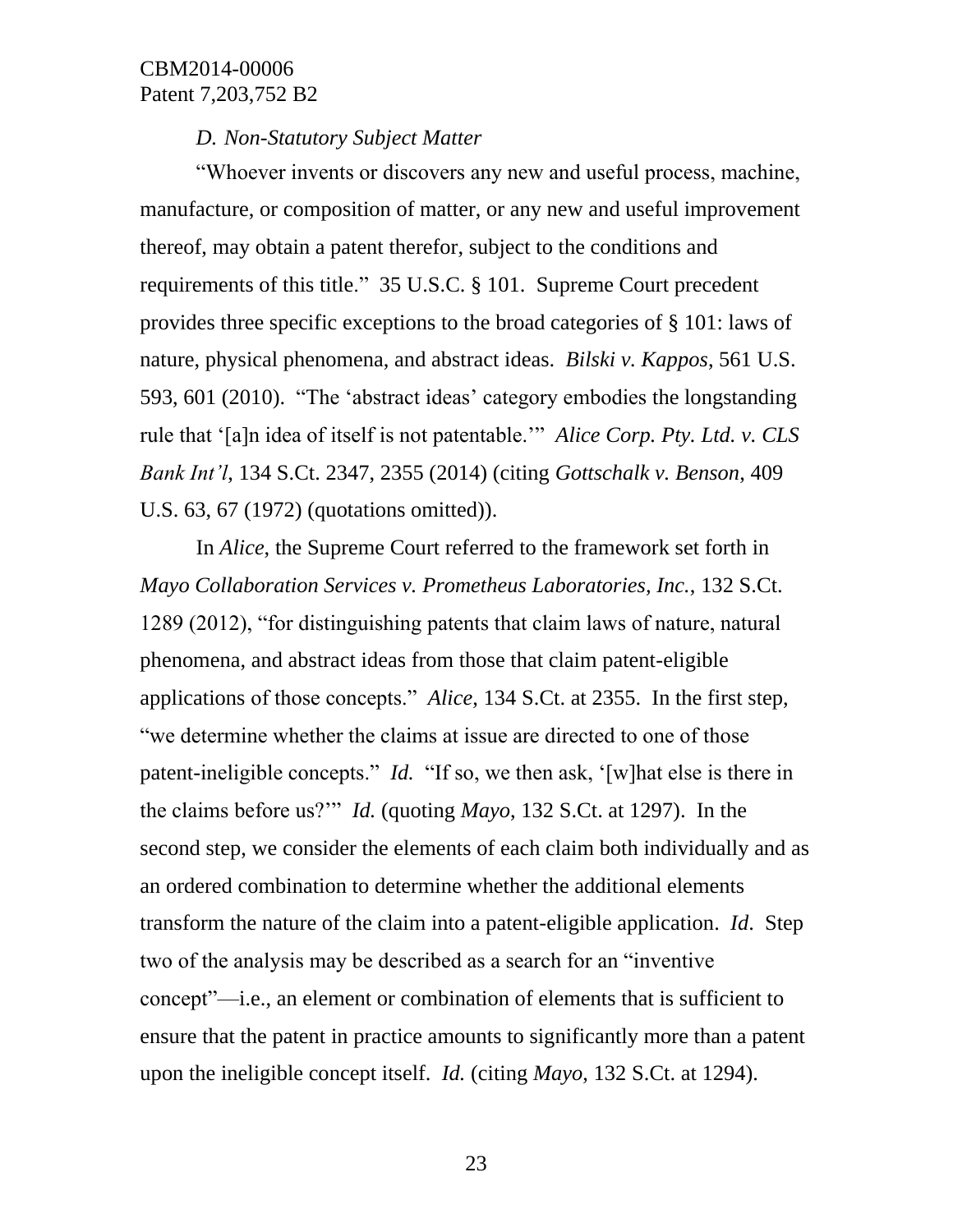### *D. Non-Statutory Subject Matter*

"Whoever invents or discovers any new and useful process, machine, manufacture, or composition of matter, or any new and useful improvement thereof, may obtain a patent therefor, subject to the conditions and requirements of this title." 35 U.S.C. § 101. Supreme Court precedent provides three specific exceptions to the broad categories of § 101: laws of nature, physical phenomena, and abstract ideas. *Bilski v. Kappos*, 561 U.S. 593, 601 (2010). "The 'abstract ideas' category embodies the longstanding rule that '[a]n idea of itself is not patentable.'" *Alice Corp. Pty. Ltd. v. CLS Bank Int'l*, 134 S.Ct. 2347, 2355 (2014) (citing *Gottschalk v. Benson*, 409 U.S. 63, 67 (1972) (quotations omitted)).

In *Alice*, the Supreme Court referred to the framework set forth in *Mayo Collaboration Services v. Prometheus Laboratories, Inc.*, 132 S.Ct. 1289 (2012), "for distinguishing patents that claim laws of nature, natural phenomena, and abstract ideas from those that claim patent-eligible applications of those concepts." *Alice*, 134 S.Ct. at 2355. In the first step, "we determine whether the claims at issue are directed to one of those patent-ineligible concepts." *Id.* "If so, we then ask, '[w]hat else is there in the claims before us?'" *Id.* (quoting *Mayo*, 132 S.Ct. at 1297). In the second step, we consider the elements of each claim both individually and as an ordered combination to determine whether the additional elements transform the nature of the claim into a patent-eligible application. *Id.* Step two of the analysis may be described as a search for an "inventive concept"—i.e., an element or combination of elements that is sufficient to ensure that the patent in practice amounts to significantly more than a patent upon the ineligible concept itself. *Id.* (citing *Mayo*, 132 S.Ct. at 1294).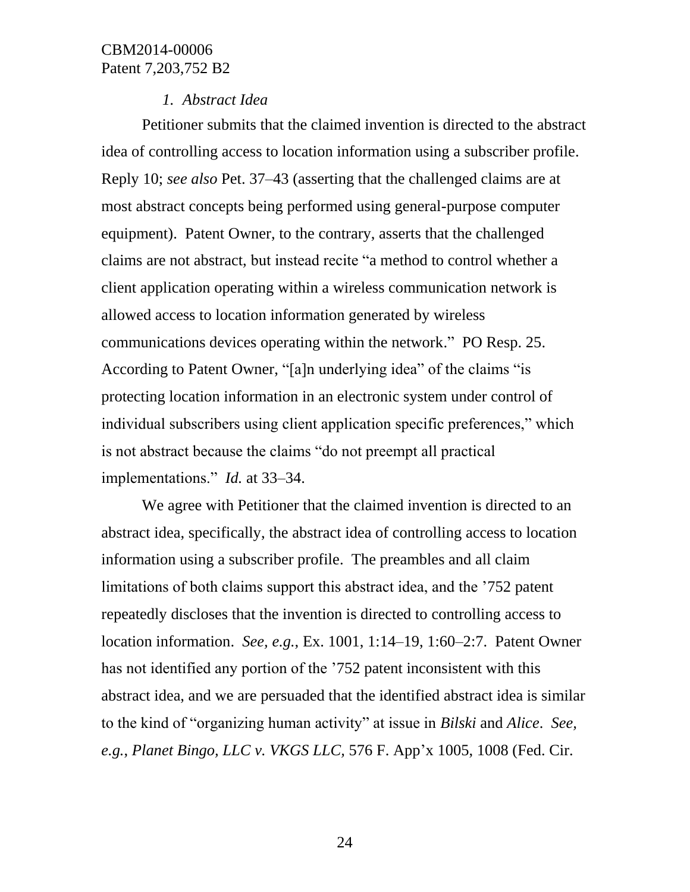*1. Abstract Idea*

Petitioner submits that the claimed invention is directed to the abstract idea of controlling access to location information using a subscriber profile. Reply 10; *see also* Pet. 37–43 (asserting that the challenged claims are at most abstract concepts being performed using general-purpose computer equipment). Patent Owner, to the contrary, asserts that the challenged claims are not abstract, but instead recite "a method to control whether a client application operating within a wireless communication network is allowed access to location information generated by wireless communications devices operating within the network." PO Resp. 25. According to Patent Owner, "[a]n underlying idea" of the claims "is protecting location information in an electronic system under control of individual subscribers using client application specific preferences," which is not abstract because the claims "do not preempt all practical implementations." *Id.* at 33–34.

We agree with Petitioner that the claimed invention is directed to an abstract idea, specifically, the abstract idea of controlling access to location information using a subscriber profile. The preambles and all claim limitations of both claims support this abstract idea, and the '752 patent repeatedly discloses that the invention is directed to controlling access to location information. *See, e.g.*, Ex. 1001, 1:14–19, 1:60–2:7. Patent Owner has not identified any portion of the '752 patent inconsistent with this abstract idea, and we are persuaded that the identified abstract idea is similar to the kind of "organizing human activity" at issue in *Bilski* and *Alice*. *See, e.g.*, *Planet Bingo, LLC v. VKGS LLC*, 576 F. App'x 1005, 1008 (Fed. Cir.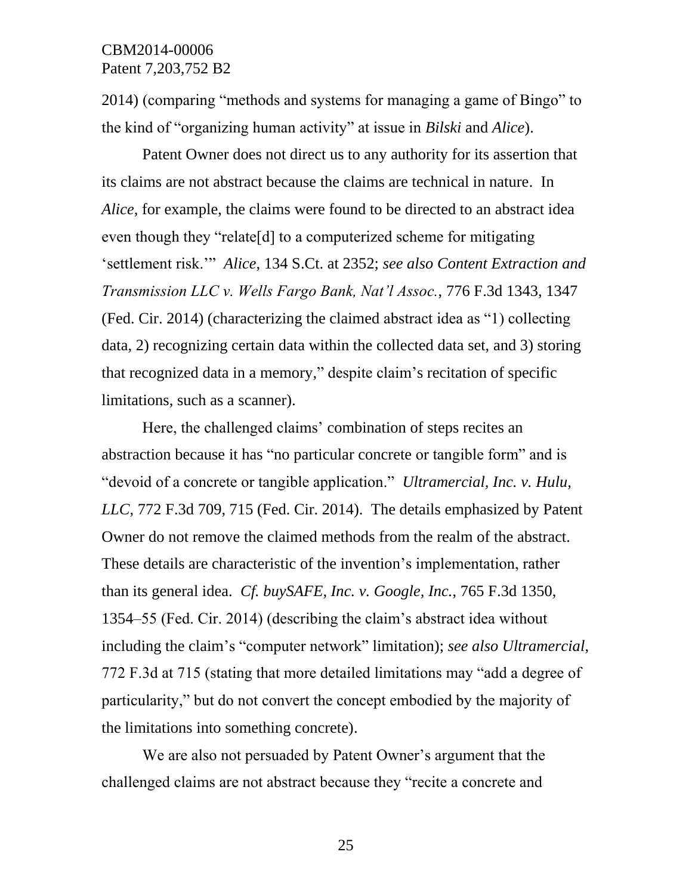2014) (comparing "methods and systems for managing a game of Bingo" to the kind of "organizing human activity" at issue in *Bilski* and *Alice*).

Patent Owner does not direct us to any authority for its assertion that its claims are not abstract because the claims are technical in nature. In *Alice*, for example, the claims were found to be directed to an abstract idea even though they "relate[d] to a computerized scheme for mitigating 'settlement risk.'" *Alice*, 134 S.Ct. at 2352; *see also Content Extraction and Transmission LLC v. Wells Fargo Bank, Nat'l Assoc.*, 776 F.3d 1343, 1347 (Fed. Cir. 2014) (characterizing the claimed abstract idea as "1) collecting data, 2) recognizing certain data within the collected data set, and 3) storing that recognized data in a memory," despite claim's recitation of specific limitations, such as a scanner).

Here, the challenged claims' combination of steps recites an abstraction because it has "no particular concrete or tangible form" and is "devoid of a concrete or tangible application." *Ultramercial, Inc. v. Hulu, LLC*, 772 F.3d 709, 715 (Fed. Cir. 2014). The details emphasized by Patent Owner do not remove the claimed methods from the realm of the abstract. These details are characteristic of the invention's implementation, rather than its general idea. *Cf. buySAFE, Inc. v. Google, Inc.*, 765 F.3d 1350, 1354–55 (Fed. Cir. 2014) (describing the claim's abstract idea without including the claim's "computer network" limitation); *see also Ultramercial*, 772 F.3d at 715 (stating that more detailed limitations may "add a degree of particularity," but do not convert the concept embodied by the majority of the limitations into something concrete).

We are also not persuaded by Patent Owner's argument that the challenged claims are not abstract because they "recite a concrete and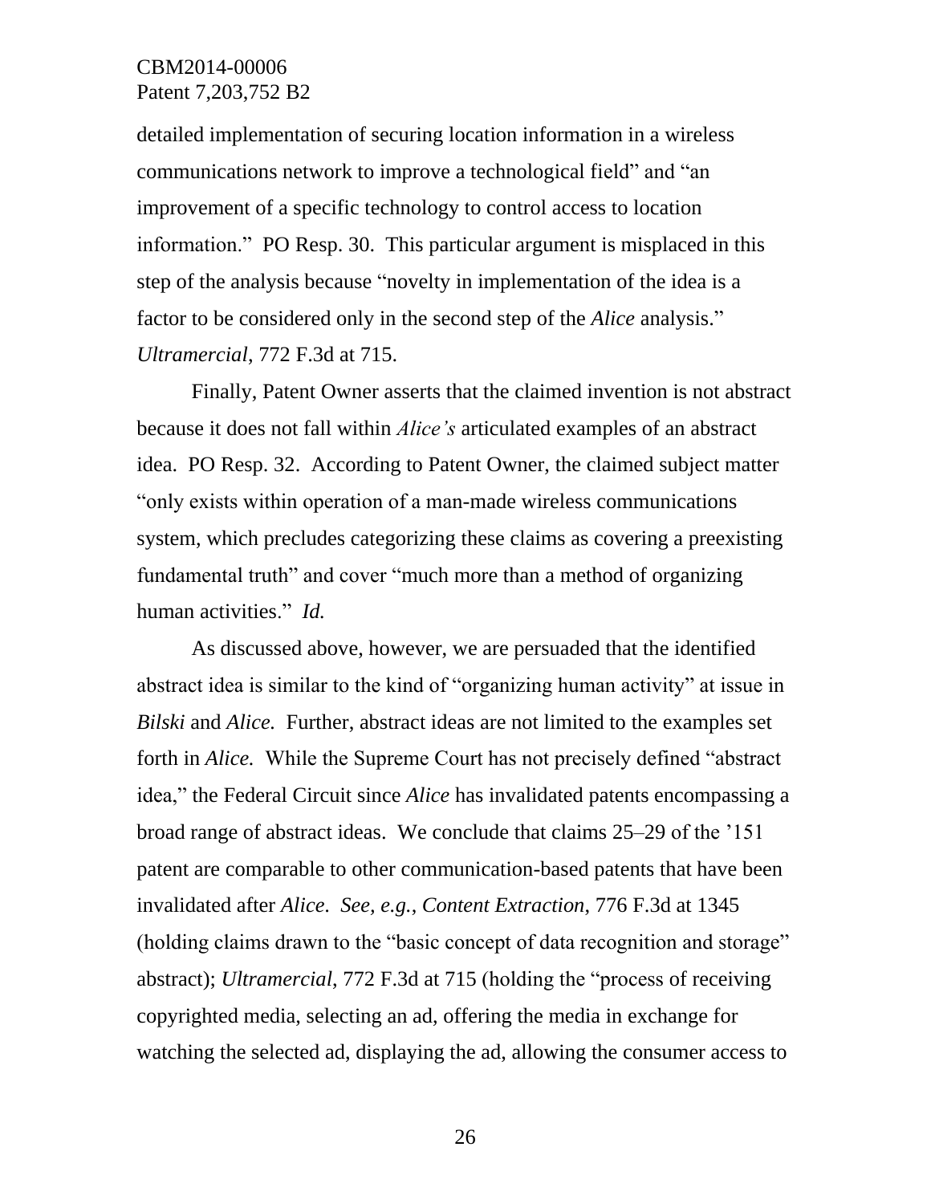detailed implementation of securing location information in a wireless communications network to improve a technological field" and "an improvement of a specific technology to control access to location information." PO Resp. 30. This particular argument is misplaced in this step of the analysis because "novelty in implementation of the idea is a factor to be considered only in the second step of the *Alice* analysis." *Ultramercial*, 772 F.3d at 715.

Finally, Patent Owner asserts that the claimed invention is not abstract because it does not fall within *Alice's* articulated examples of an abstract idea. PO Resp. 32. According to Patent Owner, the claimed subject matter "only exists within operation of a man-made wireless communications system, which precludes categorizing these claims as covering a preexisting fundamental truth" and cover "much more than a method of organizing human activities." *Id.*

As discussed above, however, we are persuaded that the identified abstract idea is similar to the kind of "organizing human activity" at issue in *Bilski* and *Alice.* Further, abstract ideas are not limited to the examples set forth in *Alice.* While the Supreme Court has not precisely defined "abstract idea," the Federal Circuit since *Alice* has invalidated patents encompassing a broad range of abstract ideas. We conclude that claims 25–29 of the '151 patent are comparable to other communication-based patents that have been invalidated after *Alice*. *See, e.g.*, *Content Extraction*, 776 F.3d at 1345 (holding claims drawn to the "basic concept of data recognition and storage" abstract); *Ultramercial*, 772 F.3d at 715 (holding the "process of receiving copyrighted media, selecting an ad, offering the media in exchange for watching the selected ad, displaying the ad, allowing the consumer access to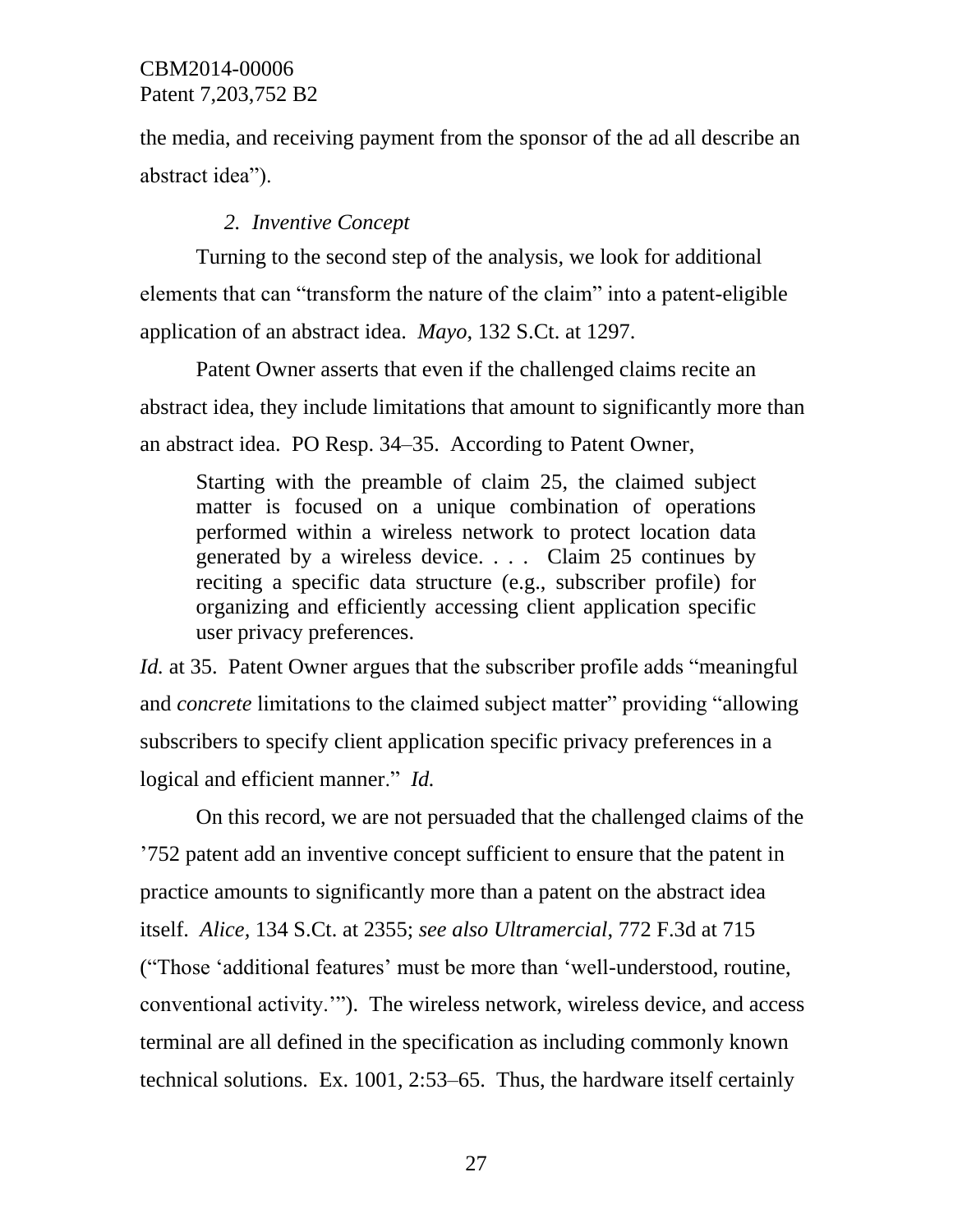the media, and receiving payment from the sponsor of the ad all describe an abstract idea").

### *2. Inventive Concept*

Turning to the second step of the analysis, we look for additional elements that can "transform the nature of the claim" into a patent-eligible application of an abstract idea. *Mayo*, 132 S.Ct. at 1297.

Patent Owner asserts that even if the challenged claims recite an abstract idea, they include limitations that amount to significantly more than an abstract idea. PO Resp. 34–35. According to Patent Owner,

> Starting with the preamble of claim 25, the claimed subject matter is focused on a unique combination of operations performed within a wireless network to protect location data generated by a wireless device. . . . Claim 25 continues by reciting a specific data structure (e.g., subscriber profile) for organizing and efficiently accessing client application specific user privacy preferences.

*Id.* at 35. Patent Owner argues that the subscriber profile adds "meaningful and *concrete* limitations to the claimed subject matter" providing "allowing subscribers to specify client application specific privacy preferences in a logical and efficient manner." *Id.*

On this record, we are not persuaded that the challenged claims of the '752 patent add an inventive concept sufficient to ensure that the patent in practice amounts to significantly more than a patent on the abstract idea itself. *Alice,* 134 S.Ct. at 2355; *see also Ultramercial*, 772 F.3d at 715 ("Those 'additional features' must be more than 'well-understood, routine, conventional activity.'"). The wireless network, wireless device, and access terminal are all defined in the specification as including commonly known technical solutions. Ex. 1001, 2:53–65. Thus, the hardware itself certainly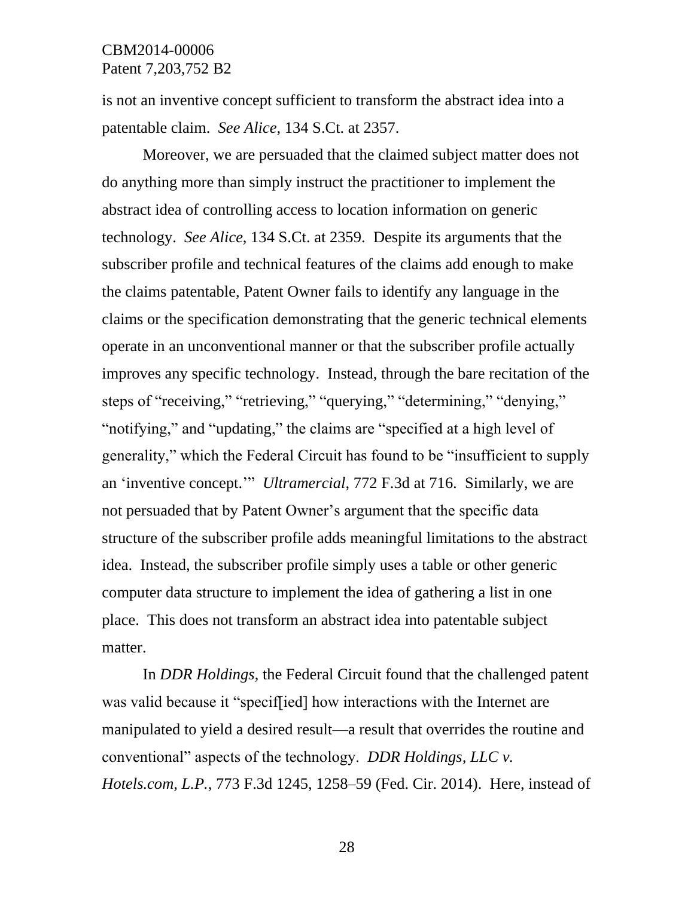is not an inventive concept sufficient to transform the abstract idea into a patentable claim. *See Alice*, 134 S.Ct. at 2357.

Moreover, we are persuaded that the claimed subject matter does not do anything more than simply instruct the practitioner to implement the abstract idea of controlling access to location information on generic technology. *See Alice*, 134 S.Ct. at 2359. Despite its arguments that the subscriber profile and technical features of the claims add enough to make the claims patentable, Patent Owner fails to identify any language in the claims or the specification demonstrating that the generic technical elements operate in an unconventional manner or that the subscriber profile actually improves any specific technology. Instead, through the bare recitation of the steps of "receiving," "retrieving," "querying," "determining," "denying," "notifying," and "updating," the claims are "specified at a high level of generality," which the Federal Circuit has found to be "insufficient to supply an 'inventive concept.'" *Ultramercial*, 772 F.3d at 716. Similarly, we are not persuaded that by Patent Owner's argument that the specific data structure of the subscriber profile adds meaningful limitations to the abstract idea. Instead, the subscriber profile simply uses a table or other generic computer data structure to implement the idea of gathering a list in one place. This does not transform an abstract idea into patentable subject matter.

In *DDR Holdings*, the Federal Circuit found that the challenged patent was valid because it "specif[ied] how interactions with the Internet are manipulated to yield a desired result—a result that overrides the routine and conventional" aspects of the technology. *DDR Holdings, LLC v. Hotels.com, L.P.*, 773 F.3d 1245, 1258–59 (Fed. Cir. 2014). Here, instead of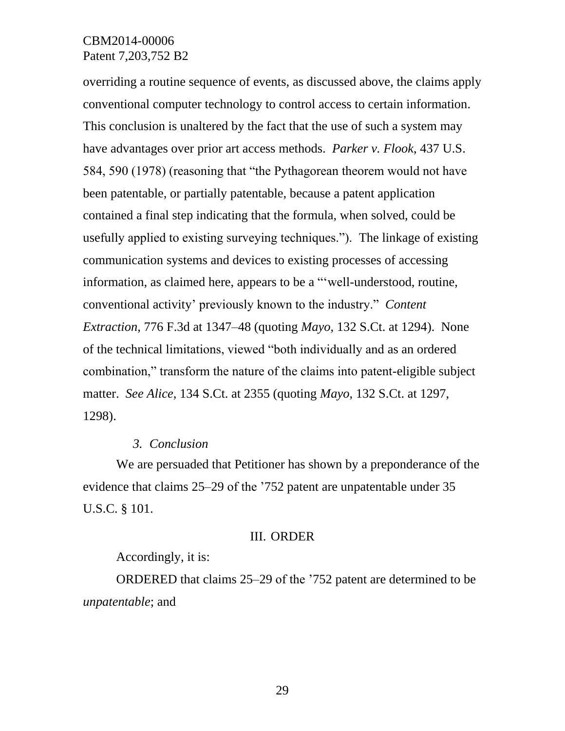overriding a routine sequence of events, as discussed above, the claims apply conventional computer technology to control access to certain information. This conclusion is unaltered by the fact that the use of such a system may have advantages over prior art access methods. *Parker v. Flook*, 437 U.S. 584, 590 (1978) (reasoning that "the Pythagorean theorem would not have been patentable, or partially patentable, because a patent application contained a final step indicating that the formula, when solved, could be usefully applied to existing surveying techniques."). The linkage of existing communication systems and devices to existing processes of accessing information, as claimed here, appears to be a "'well-understood, routine, conventional activity' previously known to the industry." *Content Extraction*, 776 F.3d at 1347–48 (quoting *Mayo*, 132 S.Ct. at 1294). None of the technical limitations, viewed "both individually and as an ordered combination," transform the nature of the claims into patent-eligible subject matter. *See Alice,* 134 S.Ct. at 2355 (quoting *Mayo*, 132 S.Ct. at 1297, 1298).

### *3. Conclusion*

We are persuaded that Petitioner has shown by a preponderance of the evidence that claims 25–29 of the '752 patent are unpatentable under 35 U.S.C. § 101.

## III. ORDER

Accordingly, it is:

ORDERED that claims 25–29 of the '752 patent are determined to be *unpatentable*; and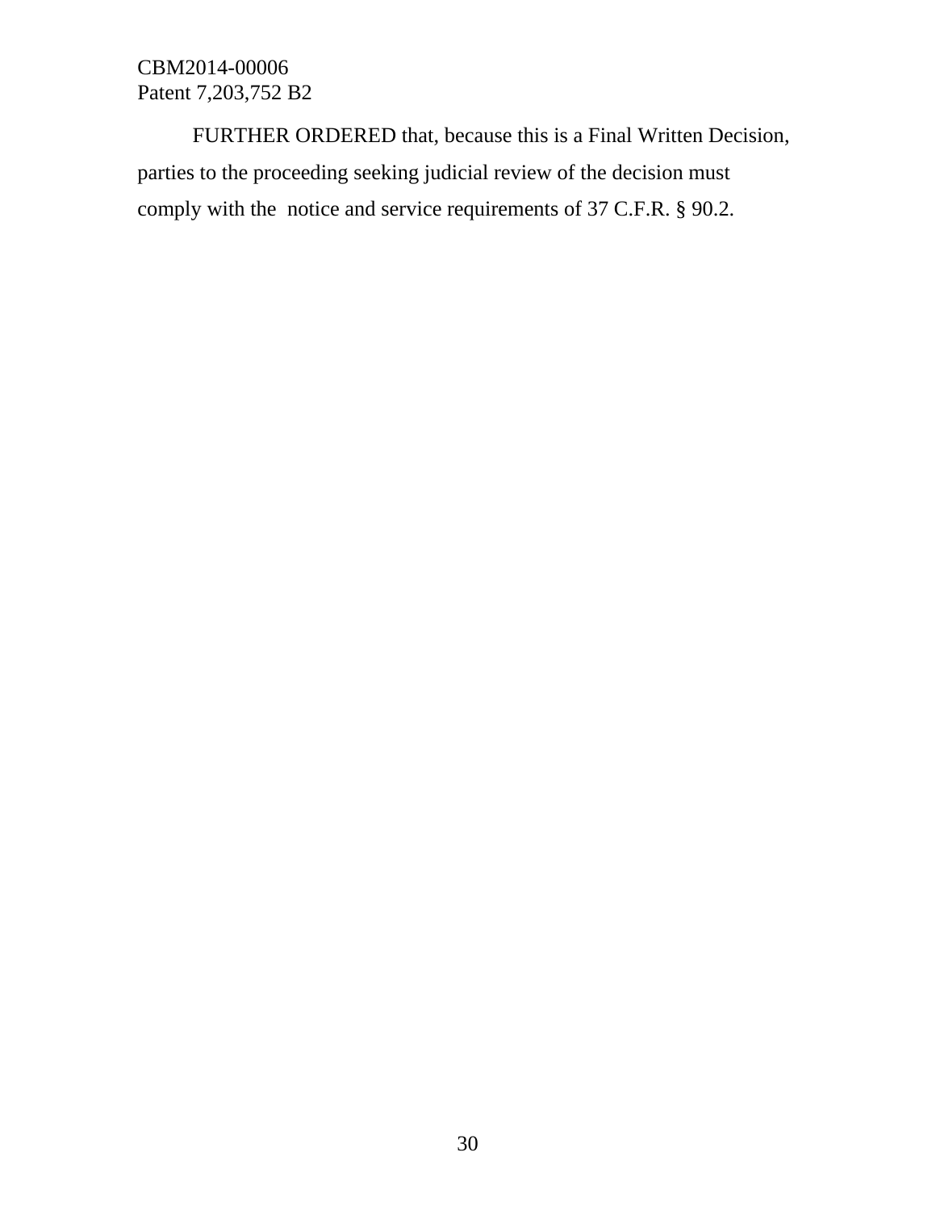FURTHER ORDERED that, because this is a Final Written Decision, parties to the proceeding seeking judicial review of the decision must comply with the notice and service requirements of 37 C.F.R. § 90.2.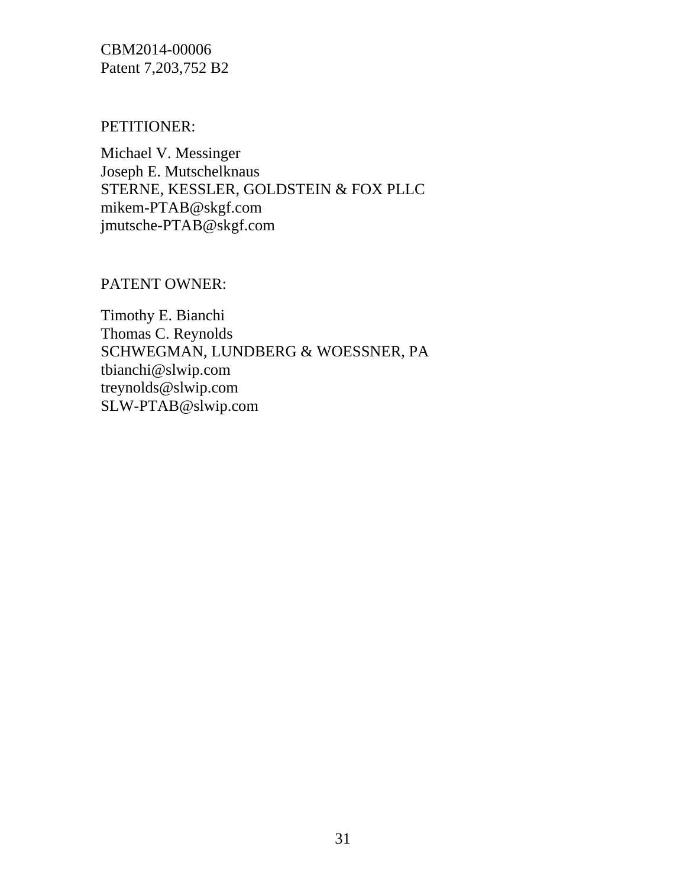PETITIONER:

Michael V. Messinger
Joseph E. Mutschelknaus
STERNE, KESSLER, GOLDSTEIN & FOX PLLC
mikem-PTAB@skgf.com
jmutsche-PTAB@skgf.com

PATENT OWNER:

Timothy E. Bianchi
Thomas C. Reynolds
SCHWEGMAN, LUNDBERG & WOESSNER, PA
tbianchi@slwip.com
treynolds@slwip.com
SLW-PTAB@slwip.com